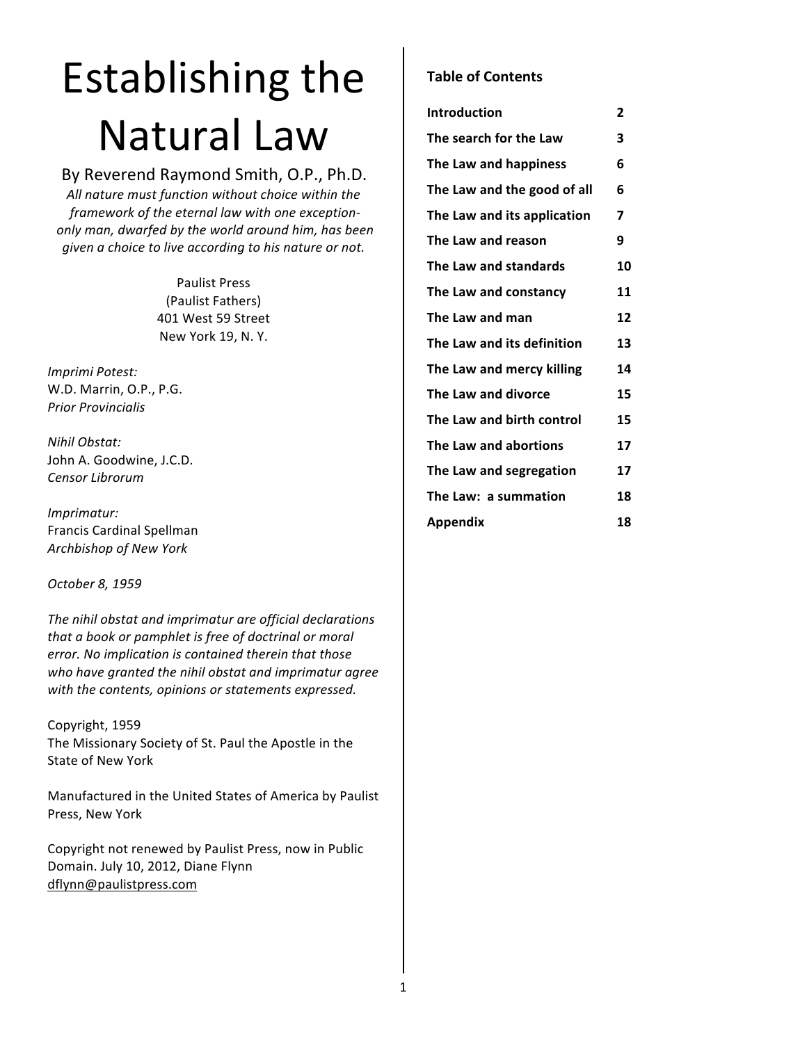# Establishing the Natural Law

By Reverend Raymond Smith, O.P., Ph.D.

*All nature must function without choice within the framework of the eternal law with one exception-only man, dwarfed by the world around him, has been given a choice to live according to his nature or not.*

Paulist Press
(Paulist Fathers)
401 West 59 Street
New York 19, N. Y.

*Imprimi Potest:*
W.D. Marrin, O.P., P.G.
*Prior Provincialis*

*Nihil Obstat:*
John A. Goodwine, J.C.D.
*Censor Librorum*

*Imprimatur:*
Francis Cardinal Spellman
*Archbishop of New York*

*October 8, 1959*

*The nihil obstat and imprimatur are official declarations that a book or pamphlet is free of doctrinal or moral error. No implication is contained therein that those who have granted the nihil obstat and imprimatur agree with the contents, opinions or statements expressed.*

Copyright, 1959
The Missionary Society of St. Paul the Apostle in the State of New York

Manufactured in the United States of America by Paulist Press, New York

Copyright not renewed by Paulist Press, now in Public Domain. July 10, 2012, Diane Flynn
dflynn@paulistpress.com

**Table of Contents**

| | |
|---|---|
| **Introduction** | **2** |
| **The search for the Law** | **3** |
| **The Law and happiness** | **6** |
| **The Law and the good of all** | **6** |
| **The Law and its application** | **7** |
| **The Law and reason** | **9** |
| **The Law and standards** | **10** |
| **The Law and constancy** | **11** |
| **The Law and man** | **12** |
| **The Law and its definition** | **13** |
| **The Law and mercy killing** | **14** |
| **The Law and divorce** | **15** |
| **The Law and birth control** | **15** |
| **The Law and abortions** | **17** |
| **The Law and segregation** | **17** |
| **The Law: a summation** | **18** |
| **Appendix** | **18** |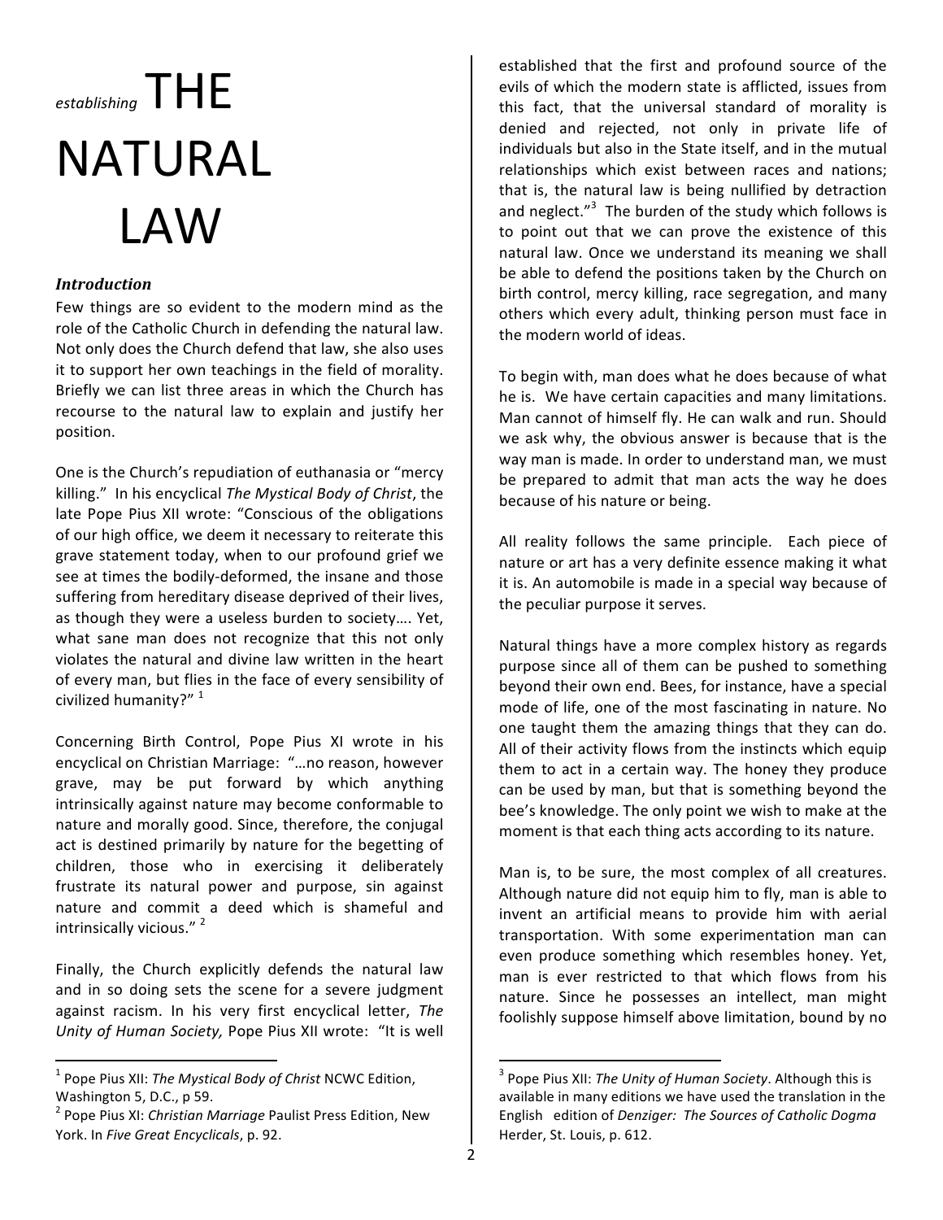# *establishing* THE NATURAL LAW

### *Introduction*

Few things are so evident to the modern mind as the role of the Catholic Church in defending the natural law. Not only does the Church defend that law, she also uses it to support her own teachings in the field of morality. Briefly we can list three areas in which the Church has recourse to the natural law to explain and justify her position.

One is the Church's repudiation of euthanasia or "mercy killing." In his encyclical *The Mystical Body of Christ*, the late Pope Pius XII wrote: "Conscious of the obligations of our high office, we deem it necessary to reiterate this grave statement today, when to our profound grief we see at times the bodily-deformed, the insane and those suffering from hereditary disease deprived of their lives, as though they were a useless burden to society…. Yet, what sane man does not recognize that this not only violates the natural and divine law written in the heart of every man, but flies in the face of every sensibility of civilized humanity?" [1]

Concerning Birth Control, Pope Pius XI wrote in his encyclical on Christian Marriage: "…no reason, however grave, may be put forward by which anything intrinsically against nature may become conformable to nature and morally good. Since, therefore, the conjugal act is destined primarily by nature for the begetting of children, those who in exercising it deliberately frustrate its natural power and purpose, sin against nature and commit a deed which is shameful and intrinsically vicious." [2]

Finally, the Church explicitly defends the natural law and in so doing sets the scene for a severe judgment against racism. In his very first encyclical letter, *The Unity of Human Society,* Pope Pius XII wrote: "It is well established that the first and profound source of the evils of which the modern state is afflicted, issues from this fact, that the universal standard of morality is denied and rejected, not only in private life of individuals but also in the State itself, and in the mutual relationships which exist between races and nations; that is, the natural law is being nullified by detraction and neglect."[3] The burden of the study which follows is to point out that we can prove the existence of this natural law. Once we understand its meaning we shall be able to defend the positions taken by the Church on birth control, mercy killing, race segregation, and many others which every adult, thinking person must face in the modern world of ideas.

To begin with, man does what he does because of what he is. We have certain capacities and many limitations. Man cannot of himself fly. He can walk and run. Should we ask why, the obvious answer is because that is the way man is made. In order to understand man, we must be prepared to admit that man acts the way he does because of his nature or being.

All reality follows the same principle. Each piece of nature or art has a very definite essence making it what it is. An automobile is made in a special way because of the peculiar purpose it serves.

Natural things have a more complex history as regards purpose since all of them can be pushed to something beyond their own end. Bees, for instance, have a special mode of life, one of the most fascinating in nature. No one taught them the amazing things that they can do. All of their activity flows from the instincts which equip them to act in a certain way. The honey they produce can be used by man, but that is something beyond the bee's knowledge. The only point we wish to make at the moment is that each thing acts according to its nature.

Man is, to be sure, the most complex of all creatures. Although nature did not equip him to fly, man is able to invent an artificial means to provide him with aerial transportation. With some experimentation man can even produce something which resembles honey. Yet, man is ever restricted to that which flows from his nature. Since he possesses an intellect, man might foolishly suppose himself above limitation, bound by no

---

[1] Pope Pius XII: *The Mystical Body of Christ* NCWC Edition, Washington 5, D.C., p 59.

[2] Pope Pius XI: *Christian Marriage* Paulist Press Edition, New York. In *Five Great Encyclicals*, p. 92.

[3] Pope Pius XII: *The Unity of Human Society*. Although this is available in many editions we have used the translation in the English edition of *Denziger: The Sources of Catholic Dogma* Herder, St. Louis, p. 612.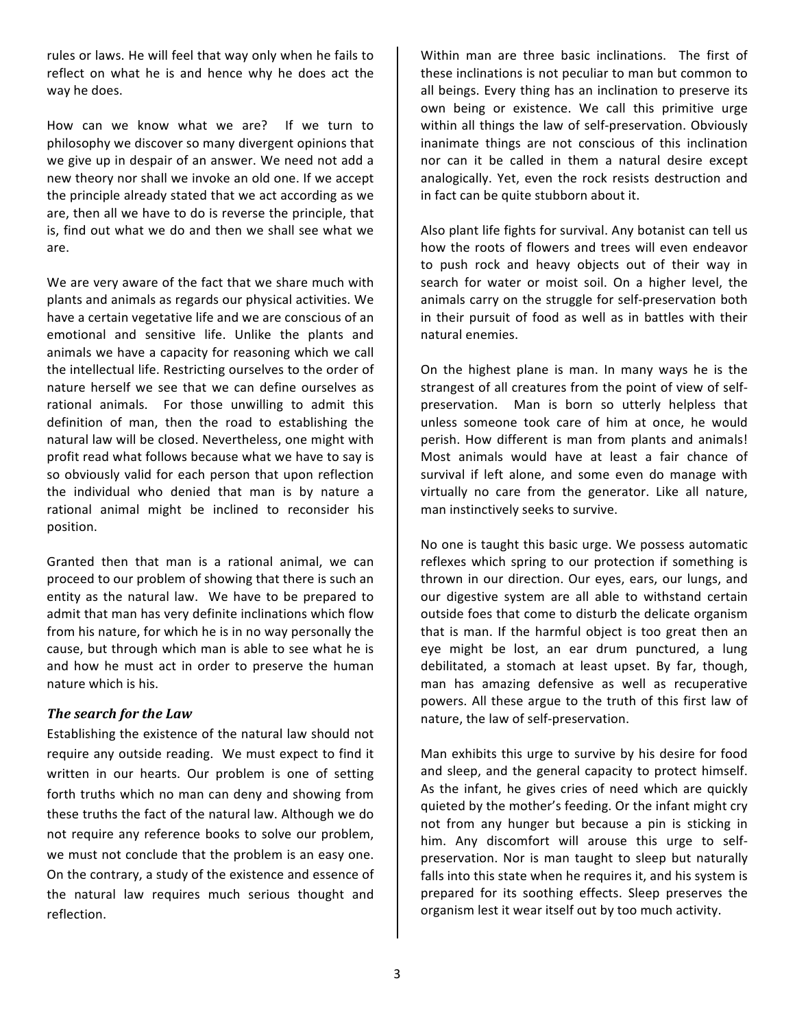rules or laws. He will feel that way only when he fails to reflect on what he is and hence why he does act the way he does.

How can we know what we are? If we turn to philosophy we discover so many divergent opinions that we give up in despair of an answer. We need not add a new theory nor shall we invoke an old one. If we accept the principle already stated that we act according as we are, then all we have to do is reverse the principle, that is, find out what we do and then we shall see what we are.

We are very aware of the fact that we share much with plants and animals as regards our physical activities. We have a certain vegetative life and we are conscious of an emotional and sensitive life. Unlike the plants and animals we have a capacity for reasoning which we call the intellectual life. Restricting ourselves to the order of nature herself we see that we can define ourselves as rational animals. For those unwilling to admit this definition of man, then the road to establishing the natural law will be closed. Nevertheless, one might with profit read what follows because what we have to say is so obviously valid for each person that upon reflection the individual who denied that man is by nature a rational animal might be inclined to reconsider his position.

Granted then that man is a rational animal, we can proceed to our problem of showing that there is such an entity as the natural law. We have to be prepared to admit that man has very definite inclinations which flow from his nature, for which he is in no way personally the cause, but through which man is able to see what he is and how he must act in order to preserve the human nature which is his.

### *The search for the Law*

Establishing the existence of the natural law should not require any outside reading. We must expect to find it written in our hearts. Our problem is one of setting forth truths which no man can deny and showing from these truths the fact of the natural law. Although we do not require any reference books to solve our problem, we must not conclude that the problem is an easy one. On the contrary, a study of the existence and essence of the natural law requires much serious thought and reflection.

Within man are three basic inclinations. The first of these inclinations is not peculiar to man but common to all beings. Every thing has an inclination to preserve its own being or existence. We call this primitive urge within all things the law of self-preservation. Obviously inanimate things are not conscious of this inclination nor can it be called in them a natural desire except analogically. Yet, even the rock resists destruction and in fact can be quite stubborn about it.

Also plant life fights for survival. Any botanist can tell us how the roots of flowers and trees will even endeavor to push rock and heavy objects out of their way in search for water or moist soil. On a higher level, the animals carry on the struggle for self-preservation both in their pursuit of food as well as in battles with their natural enemies.

On the highest plane is man. In many ways he is the strangest of all creatures from the point of view of self-preservation. Man is born so utterly helpless that unless someone took care of him at once, he would perish. How different is man from plants and animals! Most animals would have at least a fair chance of survival if left alone, and some even do manage with virtually no care from the generator. Like all nature, man instinctively seeks to survive.

No one is taught this basic urge. We possess automatic reflexes which spring to our protection if something is thrown in our direction. Our eyes, ears, our lungs, and our digestive system are all able to withstand certain outside foes that come to disturb the delicate organism that is man. If the harmful object is too great then an eye might be lost, an ear drum punctured, a lung debilitated, a stomach at least upset. By far, though, man has amazing defensive as well as recuperative powers. All these argue to the truth of this first law of nature, the law of self-preservation.

Man exhibits this urge to survive by his desire for food and sleep, and the general capacity to protect himself. As the infant, he gives cries of need which are quickly quieted by the mother's feeding. Or the infant might cry not from any hunger but because a pin is sticking in him. Any discomfort will arouse this urge to self-preservation. Nor is man taught to sleep but naturally falls into this state when he requires it, and his system is prepared for its soothing effects. Sleep preserves the organism lest it wear itself out by too much activity.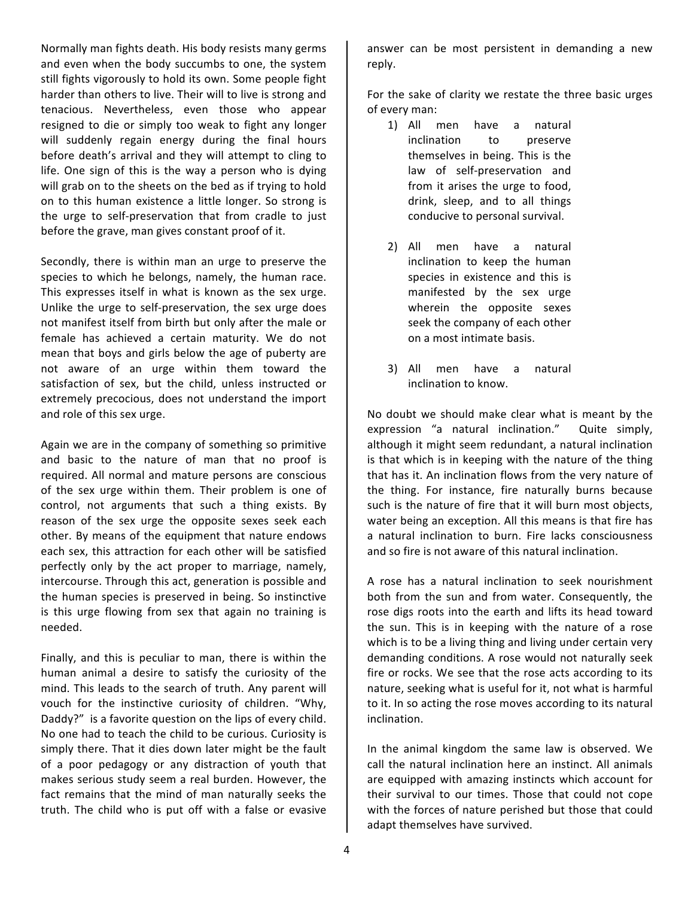Normally man fights death. His body resists many germs and even when the body succumbs to one, the system still fights vigorously to hold its own. Some people fight harder than others to live. Their will to live is strong and tenacious. Nevertheless, even those who appear resigned to die or simply too weak to fight any longer will suddenly regain energy during the final hours before death's arrival and they will attempt to cling to life. One sign of this is the way a person who is dying will grab on to the sheets on the bed as if trying to hold on to this human existence a little longer. So strong is the urge to self-preservation that from cradle to just before the grave, man gives constant proof of it.

Secondly, there is within man an urge to preserve the species to which he belongs, namely, the human race. This expresses itself in what is known as the sex urge. Unlike the urge to self-preservation, the sex urge does not manifest itself from birth but only after the male or female has achieved a certain maturity. We do not mean that boys and girls below the age of puberty are not aware of an urge within them toward the satisfaction of sex, but the child, unless instructed or extremely precocious, does not understand the import and role of this sex urge.

Again we are in the company of something so primitive and basic to the nature of man that no proof is required. All normal and mature persons are conscious of the sex urge within them. Their problem is one of control, not arguments that such a thing exists. By reason of the sex urge the opposite sexes seek each other. By means of the equipment that nature endows each sex, this attraction for each other will be satisfied perfectly only by the act proper to marriage, namely, intercourse. Through this act, generation is possible and the human species is preserved in being. So instinctive is this urge flowing from sex that again no training is needed.

Finally, and this is peculiar to man, there is within the human animal a desire to satisfy the curiosity of the mind. This leads to the search of truth. Any parent will vouch for the instinctive curiosity of children. "Why, Daddy?" is a favorite question on the lips of every child. No one had to teach the child to be curious. Curiosity is simply there. That it dies down later might be the fault of a poor pedagogy or any distraction of youth that makes serious study seem a real burden. However, the fact remains that the mind of man naturally seeks the truth. The child who is put off with a false or evasive answer can be most persistent in demanding a new reply.

For the sake of clarity we restate the three basic urges of every man:

1) All men have a natural inclination to preserve themselves in being. This is the law of self-preservation and from it arises the urge to food, drink, sleep, and to all things conducive to personal survival.

2) All men have a natural inclination to keep the human species in existence and this is manifested by the sex urge wherein the opposite sexes seek the company of each other on a most intimate basis.

3) All men have a natural inclination to know.

No doubt we should make clear what is meant by the expression "a natural inclination." Quite simply, although it might seem redundant, a natural inclination is that which is in keeping with the nature of the thing that has it. An inclination flows from the very nature of the thing. For instance, fire naturally burns because such is the nature of fire that it will burn most objects, water being an exception. All this means is that fire has a natural inclination to burn. Fire lacks consciousness and so fire is not aware of this natural inclination.

A rose has a natural inclination to seek nourishment both from the sun and from water. Consequently, the rose digs roots into the earth and lifts its head toward the sun. This is in keeping with the nature of a rose which is to be a living thing and living under certain very demanding conditions. A rose would not naturally seek fire or rocks. We see that the rose acts according to its nature, seeking what is useful for it, not what is harmful to it. In so acting the rose moves according to its natural inclination.

In the animal kingdom the same law is observed. We call the natural inclination here an instinct. All animals are equipped with amazing instincts which account for their survival to our times. Those that could not cope with the forces of nature perished but those that could adapt themselves have survived.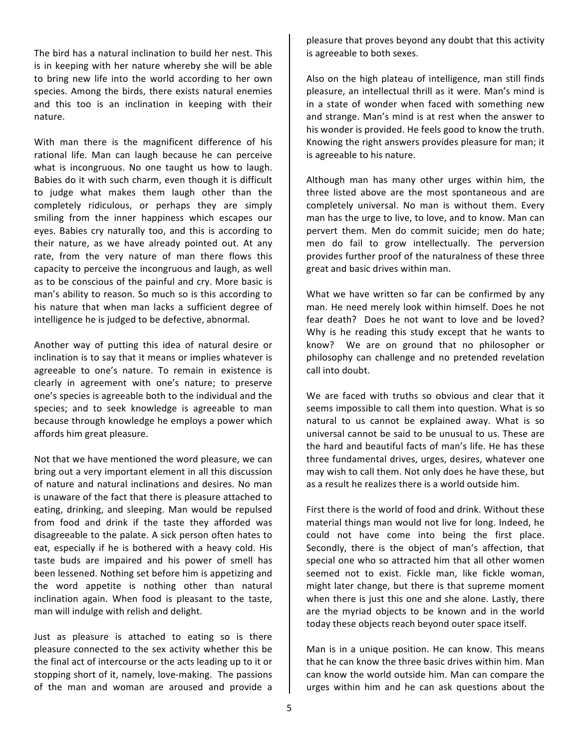The bird has a natural inclination to build her nest. This is in keeping with her nature whereby she will be able to bring new life into the world according to her own species. Among the birds, there exists natural enemies and this too is an inclination in keeping with their nature.

With man there is the magnificent difference of his rational life. Man can laugh because he can perceive what is incongruous. No one taught us how to laugh. Babies do it with such charm, even though it is difficult to judge what makes them laugh other than the completely ridiculous, or perhaps they are simply smiling from the inner happiness which escapes our eyes. Babies cry naturally too, and this is according to their nature, as we have already pointed out. At any rate, from the very nature of man there flows this capacity to perceive the incongruous and laugh, as well as to be conscious of the painful and cry. More basic is man's ability to reason. So much so is this according to his nature that when man lacks a sufficient degree of intelligence he is judged to be defective, abnormal.

Another way of putting this idea of natural desire or inclination is to say that it means or implies whatever is agreeable to one's nature. To remain in existence is clearly in agreement with one's nature; to preserve one's species is agreeable both to the individual and the species; and to seek knowledge is agreeable to man because through knowledge he employs a power which affords him great pleasure.

Not that we have mentioned the word pleasure, we can bring out a very important element in all this discussion of nature and natural inclinations and desires. No man is unaware of the fact that there is pleasure attached to eating, drinking, and sleeping. Man would be repulsed from food and drink if the taste they afforded was disagreeable to the palate. A sick person often hates to eat, especially if he is bothered with a heavy cold. His taste buds are impaired and his power of smell has been lessened. Nothing set before him is appetizing and the word appetite is nothing other than natural inclination again. When food is pleasant to the taste, man will indulge with relish and delight.

Just as pleasure is attached to eating so is there pleasure connected to the sex activity whether this be the final act of intercourse or the acts leading up to it or stopping short of it, namely, love-making. The passions of the man and woman are aroused and provide a pleasure that proves beyond any doubt that this activity is agreeable to both sexes.

Also on the high plateau of intelligence, man still finds pleasure, an intellectual thrill as it were. Man's mind is in a state of wonder when faced with something new and strange. Man's mind is at rest when the answer to his wonder is provided. He feels good to know the truth. Knowing the right answers provides pleasure for man; it is agreeable to his nature.

Although man has many other urges within him, the three listed above are the most spontaneous and are completely universal. No man is without them. Every man has the urge to live, to love, and to know. Man can pervert them. Men do commit suicide; men do hate; men do fail to grow intellectually. The perversion provides further proof of the naturalness of these three great and basic drives within man.

What we have written so far can be confirmed by any man. He need merely look within himself. Does he not fear death? Does he not want to love and be loved? Why is he reading this study except that he wants to know? We are on ground that no philosopher or philosophy can challenge and no pretended revelation call into doubt.

We are faced with truths so obvious and clear that it seems impossible to call them into question. What is so natural to us cannot be explained away. What is so universal cannot be said to be unusual to us. These are the hard and beautiful facts of man's life. He has these three fundamental drives, urges, desires, whatever one may wish to call them. Not only does he have these, but as a result he realizes there is a world outside him.

First there is the world of food and drink. Without these material things man would not live for long. Indeed, he could not have come into being the first place. Secondly, there is the object of man's affection, that special one who so attracted him that all other women seemed not to exist. Fickle man, like fickle woman, might later change, but there is that supreme moment when there is just this one and she alone. Lastly, there are the myriad objects to be known and in the world today these objects reach beyond outer space itself.

Man is in a unique position. He can know. This means that he can know the three basic drives within him. Man can know the world outside him. Man can compare the urges within him and he can ask questions about the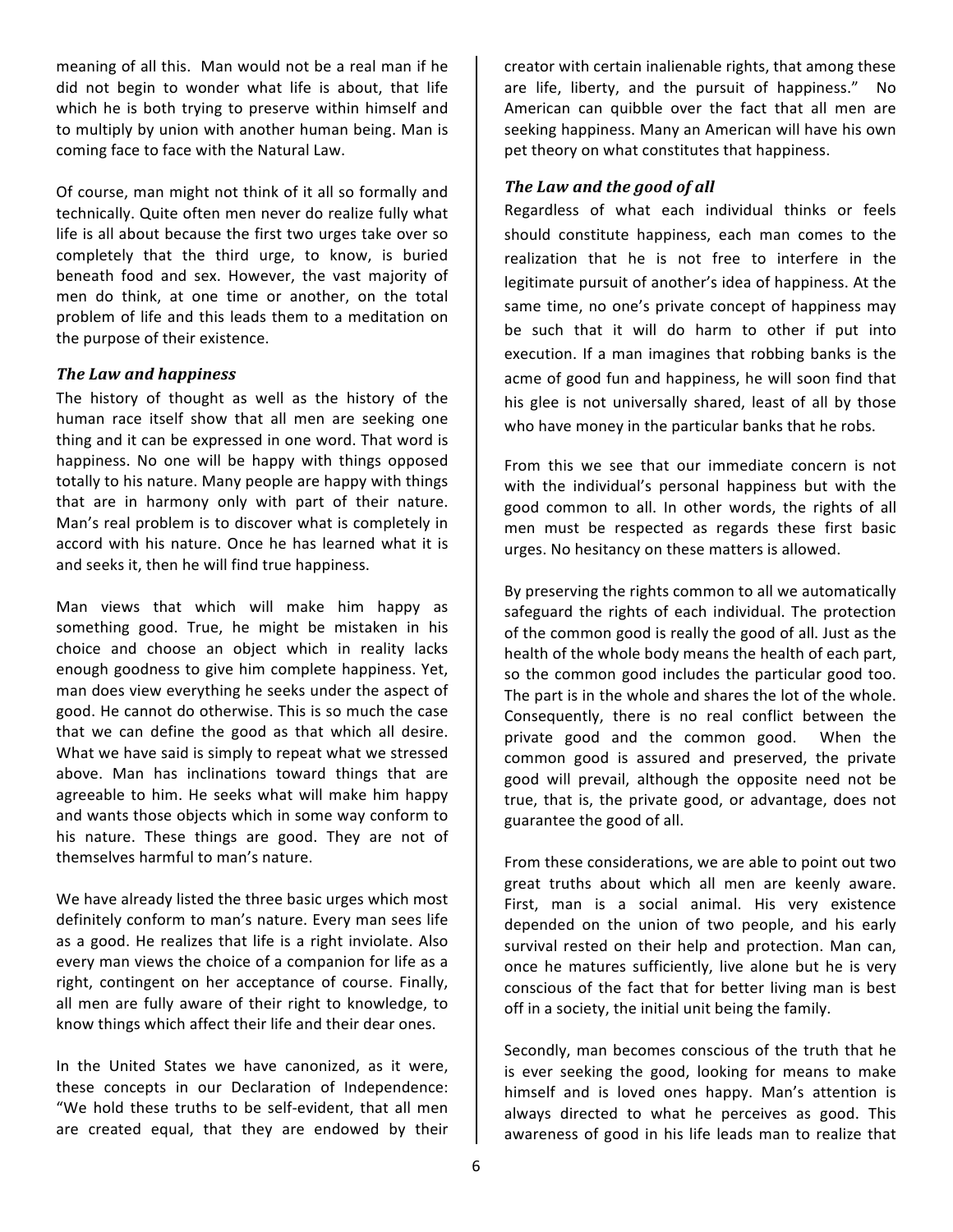meaning of all this. Man would not be a real man if he did not begin to wonder what life is about, that life which he is both trying to preserve within himself and to multiply by union with another human being. Man is coming face to face with the Natural Law.

Of course, man might not think of it all so formally and technically. Quite often men never do realize fully what life is all about because the first two urges take over so completely that the third urge, to know, is buried beneath food and sex. However, the vast majority of men do think, at one time or another, on the total problem of life and this leads them to a meditation on the purpose of their existence.

### *The Law and happiness*

The history of thought as well as the history of the human race itself show that all men are seeking one thing and it can be expressed in one word. That word is happiness. No one will be happy with things opposed totally to his nature. Many people are happy with things that are in harmony only with part of their nature. Man's real problem is to discover what is completely in accord with his nature. Once he has learned what it is and seeks it, then he will find true happiness.

Man views that which will make him happy as something good. True, he might be mistaken in his choice and choose an object which in reality lacks enough goodness to give him complete happiness. Yet, man does view everything he seeks under the aspect of good. He cannot do otherwise. This is so much the case that we can define the good as that which all desire. What we have said is simply to repeat what we stressed above. Man has inclinations toward things that are agreeable to him. He seeks what will make him happy and wants those objects which in some way conform to his nature. These things are good. They are not of themselves harmful to man's nature.

We have already listed the three basic urges which most definitely conform to man's nature. Every man sees life as a good. He realizes that life is a right inviolate. Also every man views the choice of a companion for life as a right, contingent on her acceptance of course. Finally, all men are fully aware of their right to knowledge, to know things which affect their life and their dear ones.

In the United States we have canonized, as it were, these concepts in our Declaration of Independence: "We hold these truths to be self-evident, that all men are created equal, that they are endowed by their creator with certain inalienable rights, that among these are life, liberty, and the pursuit of happiness." No American can quibble over the fact that all men are seeking happiness. Many an American will have his own pet theory on what constitutes that happiness.

### *The Law and the good of all*

Regardless of what each individual thinks or feels should constitute happiness, each man comes to the realization that he is not free to interfere in the legitimate pursuit of another's idea of happiness. At the same time, no one's private concept of happiness may be such that it will do harm to other if put into execution. If a man imagines that robbing banks is the acme of good fun and happiness, he will soon find that his glee is not universally shared, least of all by those who have money in the particular banks that he robs.

From this we see that our immediate concern is not with the individual's personal happiness but with the good common to all. In other words, the rights of all men must be respected as regards these first basic urges. No hesitancy on these matters is allowed.

By preserving the rights common to all we automatically safeguard the rights of each individual. The protection of the common good is really the good of all. Just as the health of the whole body means the health of each part, so the common good includes the particular good too. The part is in the whole and shares the lot of the whole. Consequently, there is no real conflict between the private good and the common good. When the common good is assured and preserved, the private good will prevail, although the opposite need not be true, that is, the private good, or advantage, does not guarantee the good of all.

From these considerations, we are able to point out two great truths about which all men are keenly aware. First, man is a social animal. His very existence depended on the union of two people, and his early survival rested on their help and protection. Man can, once he matures sufficiently, live alone but he is very conscious of the fact that for better living man is best off in a society, the initial unit being the family.

Secondly, man becomes conscious of the truth that he is ever seeking the good, looking for means to make himself and is loved ones happy. Man's attention is always directed to what he perceives as good. This awareness of good in his life leads man to realize that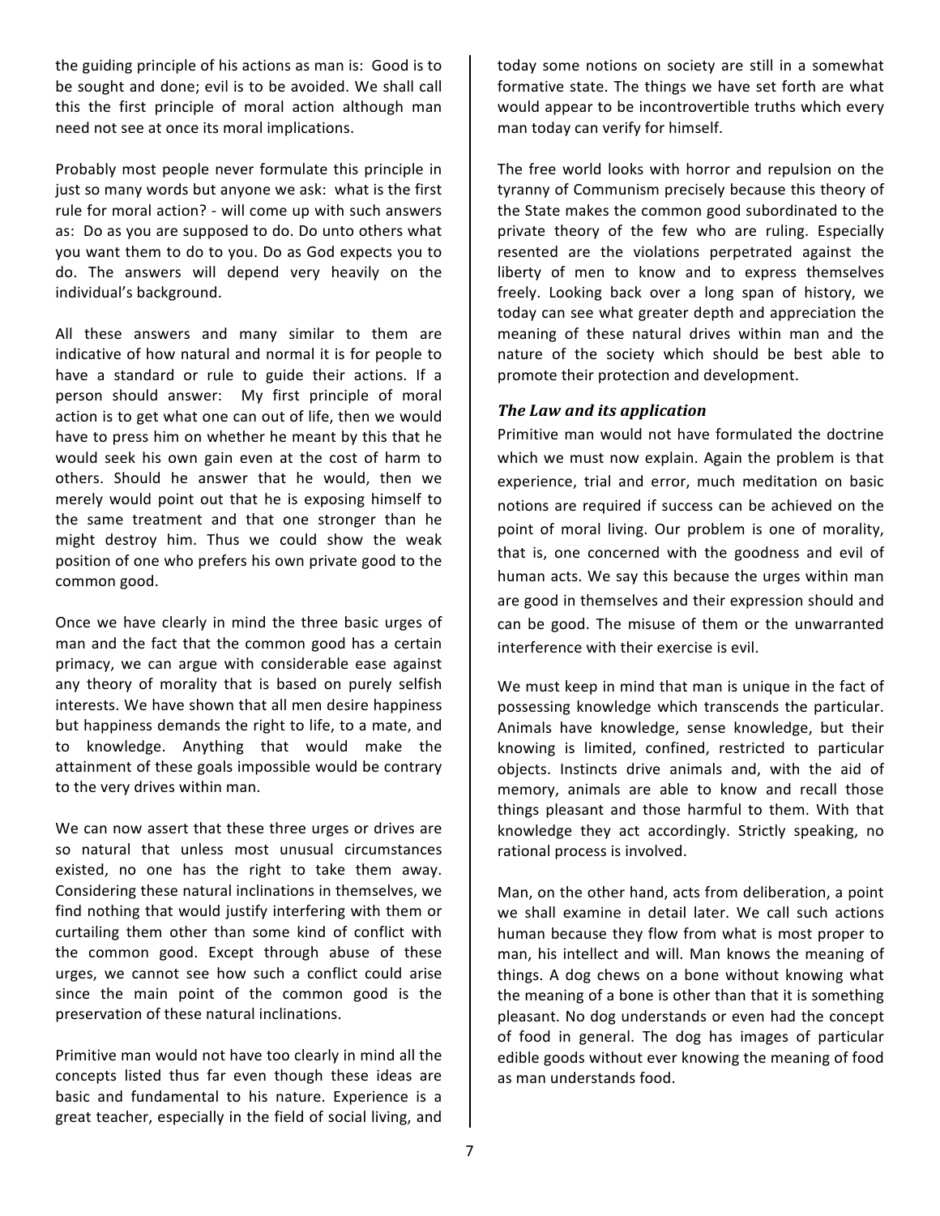the guiding principle of his actions as man is: Good is to be sought and done; evil is to be avoided. We shall call this the first principle of moral action although man need not see at once its moral implications.

Probably most people never formulate this principle in just so many words but anyone we ask: what is the first rule for moral action? - will come up with such answers as: Do as you are supposed to do. Do unto others what you want them to do to you. Do as God expects you to do. The answers will depend very heavily on the individual's background.

All these answers and many similar to them are indicative of how natural and normal it is for people to have a standard or rule to guide their actions. If a person should answer: My first principle of moral action is to get what one can out of life, then we would have to press him on whether he meant by this that he would seek his own gain even at the cost of harm to others. Should he answer that he would, then we merely would point out that he is exposing himself to the same treatment and that one stronger than he might destroy him. Thus we could show the weak position of one who prefers his own private good to the common good.

Once we have clearly in mind the three basic urges of man and the fact that the common good has a certain primacy, we can argue with considerable ease against any theory of morality that is based on purely selfish interests. We have shown that all men desire happiness but happiness demands the right to life, to a mate, and to knowledge. Anything that would make the attainment of these goals impossible would be contrary to the very drives within man.

We can now assert that these three urges or drives are so natural that unless most unusual circumstances existed, no one has the right to take them away. Considering these natural inclinations in themselves, we find nothing that would justify interfering with them or curtailing them other than some kind of conflict with the common good. Except through abuse of these urges, we cannot see how such a conflict could arise since the main point of the common good is the preservation of these natural inclinations.

Primitive man would not have too clearly in mind all the concepts listed thus far even though these ideas are basic and fundamental to his nature. Experience is a great teacher, especially in the field of social living, and today some notions on society are still in a somewhat formative state. The things we have set forth are what would appear to be incontrovertible truths which every man today can verify for himself.

The free world looks with horror and repulsion on the tyranny of Communism precisely because this theory of the State makes the common good subordinated to the private theory of the few who are ruling. Especially resented are the violations perpetrated against the liberty of men to know and to express themselves freely. Looking back over a long span of history, we today can see what greater depth and appreciation the meaning of these natural drives within man and the nature of the society which should be best able to promote their protection and development.

### *The Law and its application*

Primitive man would not have formulated the doctrine which we must now explain. Again the problem is that experience, trial and error, much meditation on basic notions are required if success can be achieved on the point of moral living. Our problem is one of morality, that is, one concerned with the goodness and evil of human acts. We say this because the urges within man are good in themselves and their expression should and can be good. The misuse of them or the unwarranted interference with their exercise is evil.

We must keep in mind that man is unique in the fact of possessing knowledge which transcends the particular. Animals have knowledge, sense knowledge, but their knowing is limited, confined, restricted to particular objects. Instincts drive animals and, with the aid of memory, animals are able to know and recall those things pleasant and those harmful to them. With that knowledge they act accordingly. Strictly speaking, no rational process is involved.

Man, on the other hand, acts from deliberation, a point we shall examine in detail later. We call such actions human because they flow from what is most proper to man, his intellect and will. Man knows the meaning of things. A dog chews on a bone without knowing what the meaning of a bone is other than that it is something pleasant. No dog understands or even had the concept of food in general. The dog has images of particular edible goods without ever knowing the meaning of food as man understands food.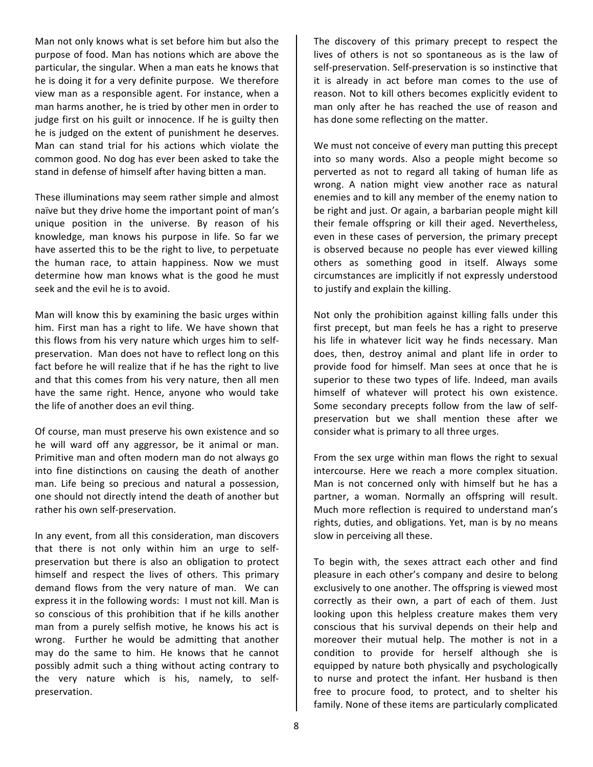Man not only knows what is set before him but also the purpose of food. Man has notions which are above the particular, the singular. When a man eats he knows that he is doing it for a very definite purpose. We therefore view man as a responsible agent. For instance, when a man harms another, he is tried by other men in order to judge first on his guilt or innocence. If he is guilty then he is judged on the extent of punishment he deserves. Man can stand trial for his actions which violate the common good. No dog has ever been asked to take the stand in defense of himself after having bitten a man.

These illuminations may seem rather simple and almost naïve but they drive home the important point of man's unique position in the universe. By reason of his knowledge, man knows his purpose in life. So far we have asserted this to be the right to live, to perpetuate the human race, to attain happiness. Now we must determine how man knows what is the good he must seek and the evil he is to avoid.

Man will know this by examining the basic urges within him. First man has a right to life. We have shown that this flows from his very nature which urges him to self-preservation. Man does not have to reflect long on this fact before he will realize that if he has the right to live and that this comes from his very nature, then all men have the same right. Hence, anyone who would take the life of another does an evil thing.

Of course, man must preserve his own existence and so he will ward off any aggressor, be it animal or man. Primitive man and often modern man do not always go into fine distinctions on causing the death of another man. Life being so precious and natural a possession, one should not directly intend the death of another but rather his own self-preservation.

In any event, from all this consideration, man discovers that there is not only within him an urge to self-preservation but there is also an obligation to protect himself and respect the lives of others. This primary demand flows from the very nature of man. We can express it in the following words: I must not kill. Man is so conscious of this prohibition that if he kills another man from a purely selfish motive, he knows his act is wrong. Further he would be admitting that another may do the same to him. He knows that he cannot possibly admit such a thing without acting contrary to the very nature which is his, namely, to self-preservation.

The discovery of this primary precept to respect the lives of others is not so spontaneous as is the law of self-preservation. Self-preservation is so instinctive that it is already in act before man comes to the use of reason. Not to kill others becomes explicitly evident to man only after he has reached the use of reason and has done some reflecting on the matter.

We must not conceive of every man putting this precept into so many words. Also a people might become so perverted as not to regard all taking of human life as wrong. A nation might view another race as natural enemies and to kill any member of the enemy nation to be right and just. Or again, a barbarian people might kill their female offspring or kill their aged. Nevertheless, even in these cases of perversion, the primary precept is observed because no people has ever viewed killing others as something good in itself. Always some circumstances are implicitly if not expressly understood to justify and explain the killing.

Not only the prohibition against killing falls under this first precept, but man feels he has a right to preserve his life in whatever licit way he finds necessary. Man does, then, destroy animal and plant life in order to provide food for himself. Man sees at once that he is superior to these two types of life. Indeed, man avails himself of whatever will protect his own existence. Some secondary precepts follow from the law of self-preservation but we shall mention these after we consider what is primary to all three urges.

From the sex urge within man flows the right to sexual intercourse. Here we reach a more complex situation. Man is not concerned only with himself but he has a partner, a woman. Normally an offspring will result. Much more reflection is required to understand man's rights, duties, and obligations. Yet, man is by no means slow in perceiving all these.

To begin with, the sexes attract each other and find pleasure in each other's company and desire to belong exclusively to one another. The offspring is viewed most correctly as their own, a part of each of them. Just looking upon this helpless creature makes them very conscious that his survival depends on their help and moreover their mutual help. The mother is not in a condition to provide for herself although she is equipped by nature both physically and psychologically to nurse and protect the infant. Her husband is then free to procure food, to protect, and to shelter his family. None of these items are particularly complicated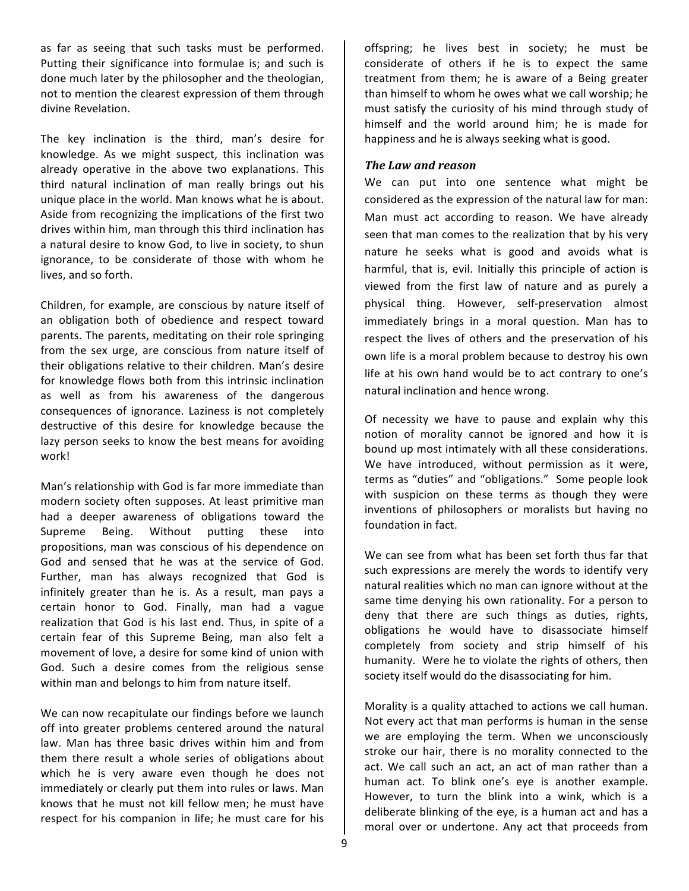as far as seeing that such tasks must be performed. Putting their significance into formulae is; and such is done much later by the philosopher and the theologian, not to mention the clearest expression of them through divine Revelation.

The key inclination is the third, man's desire for knowledge. As we might suspect, this inclination was already operative in the above two explanations. This third natural inclination of man really brings out his unique place in the world. Man knows what he is about. Aside from recognizing the implications of the first two drives within him, man through this third inclination has a natural desire to know God, to live in society, to shun ignorance, to be considerate of those with whom he lives, and so forth.

Children, for example, are conscious by nature itself of an obligation both of obedience and respect toward parents. The parents, meditating on their role springing from the sex urge, are conscious from nature itself of their obligations relative to their children. Man's desire for knowledge flows both from this intrinsic inclination as well as from his awareness of the dangerous consequences of ignorance. Laziness is not completely destructive of this desire for knowledge because the lazy person seeks to know the best means for avoiding work!

Man's relationship with God is far more immediate than modern society often supposes. At least primitive man had a deeper awareness of obligations toward the Supreme Being. Without putting these into propositions, man was conscious of his dependence on God and sensed that he was at the service of God. Further, man has always recognized that God is infinitely greater than he is. As a result, man pays a certain honor to God. Finally, man had a vague realization that God is his last end. Thus, in spite of a certain fear of this Supreme Being, man also felt a movement of love, a desire for some kind of union with God. Such a desire comes from the religious sense within man and belongs to him from nature itself.

We can now recapitulate our findings before we launch off into greater problems centered around the natural law. Man has three basic drives within him and from them there result a whole series of obligations about which he is very aware even though he does not immediately or clearly put them into rules or laws. Man knows that he must not kill fellow men; he must have respect for his companion in life; he must care for his offspring; he lives best in society; he must be considerate of others if he is to expect the same treatment from them; he is aware of a Being greater than himself to whom he owes what we call worship; he must satisfy the curiosity of his mind through study of himself and the world around him; he is made for happiness and he is always seeking what is good.

### *The Law and reason*

We can put into one sentence what might be considered as the expression of the natural law for man: Man must act according to reason. We have already seen that man comes to the realization that by his very nature he seeks what is good and avoids what is harmful, that is, evil. Initially this principle of action is viewed from the first law of nature and as purely a physical thing. However, self-preservation almost immediately brings in a moral question. Man has to respect the lives of others and the preservation of his own life is a moral problem because to destroy his own life at his own hand would be to act contrary to one's natural inclination and hence wrong.

Of necessity we have to pause and explain why this notion of morality cannot be ignored and how it is bound up most intimately with all these considerations. We have introduced, without permission as it were, terms as "duties" and "obligations." Some people look with suspicion on these terms as though they were inventions of philosophers or moralists but having no foundation in fact.

We can see from what has been set forth thus far that such expressions are merely the words to identify very natural realities which no man can ignore without at the same time denying his own rationality. For a person to deny that there are such things as duties, rights, obligations he would have to disassociate himself completely from society and strip himself of his humanity. Were he to violate the rights of others, then society itself would do the disassociating for him.

Morality is a quality attached to actions we call human. Not every act that man performs is human in the sense we are employing the term. When we unconsciously stroke our hair, there is no morality connected to the act. We call such an act, an act of man rather than a human act. To blink one's eye is another example. However, to turn the blink into a wink, which is a deliberate blinking of the eye, is a human act and has a moral over or undertone. Any act that proceeds from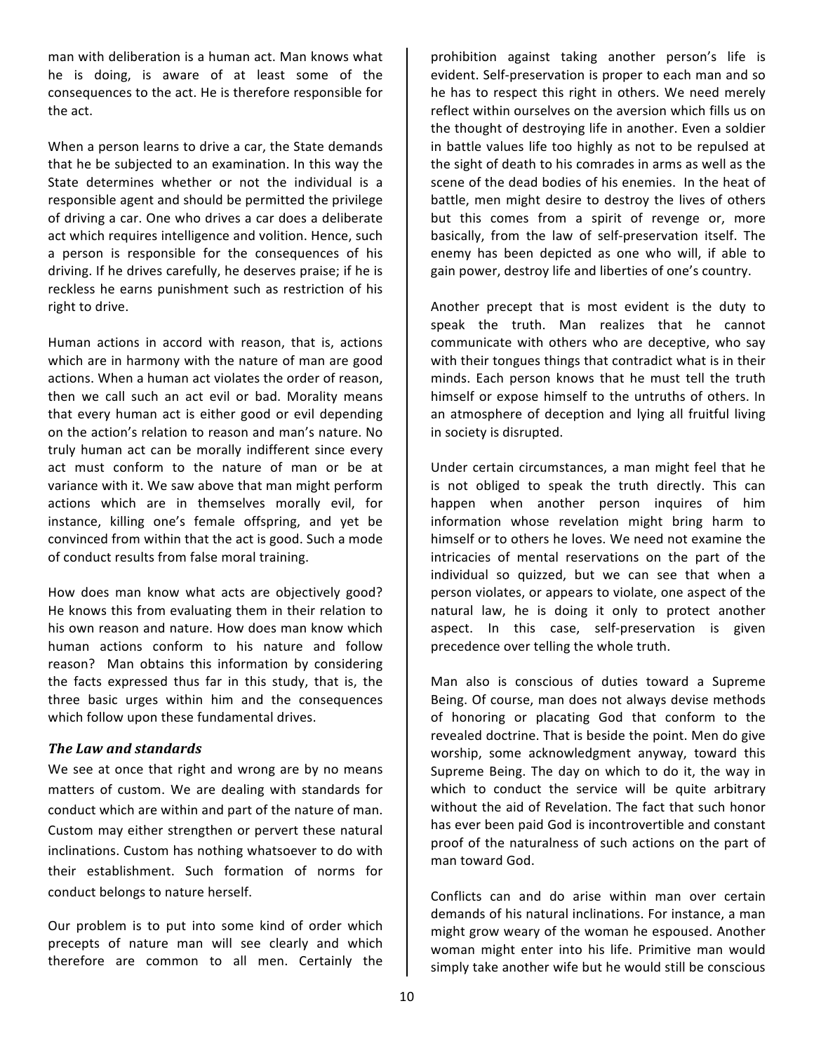man with deliberation is a human act. Man knows what he is doing, is aware of at least some of the consequences to the act. He is therefore responsible for the act.

When a person learns to drive a car, the State demands that he be subjected to an examination. In this way the State determines whether or not the individual is a responsible agent and should be permitted the privilege of driving a car. One who drives a car does a deliberate act which requires intelligence and volition. Hence, such a person is responsible for the consequences of his driving. If he drives carefully, he deserves praise; if he is reckless he earns punishment such as restriction of his right to drive.

Human actions in accord with reason, that is, actions which are in harmony with the nature of man are good actions. When a human act violates the order of reason, then we call such an act evil or bad. Morality means that every human act is either good or evil depending on the action's relation to reason and man's nature. No truly human act can be morally indifferent since every act must conform to the nature of man or be at variance with it. We saw above that man might perform actions which are in themselves morally evil, for instance, killing one's female offspring, and yet be convinced from within that the act is good. Such a mode of conduct results from false moral training.

How does man know what acts are objectively good? He knows this from evaluating them in their relation to his own reason and nature. How does man know which human actions conform to his nature and follow reason? Man obtains this information by considering the facts expressed thus far in this study, that is, the three basic urges within him and the consequences which follow upon these fundamental drives.

### *The Law and standards*

We see at once that right and wrong are by no means matters of custom. We are dealing with standards for conduct which are within and part of the nature of man. Custom may either strengthen or pervert these natural inclinations. Custom has nothing whatsoever to do with their establishment. Such formation of norms for conduct belongs to nature herself.

Our problem is to put into some kind of order which precepts of nature man will see clearly and which therefore are common to all men. Certainly the prohibition against taking another person's life is evident. Self-preservation is proper to each man and so he has to respect this right in others. We need merely reflect within ourselves on the aversion which fills us on the thought of destroying life in another. Even a soldier in battle values life too highly as not to be repulsed at the sight of death to his comrades in arms as well as the scene of the dead bodies of his enemies. In the heat of battle, men might desire to destroy the lives of others but this comes from a spirit of revenge or, more basically, from the law of self-preservation itself. The enemy has been depicted as one who will, if able to gain power, destroy life and liberties of one's country.

Another precept that is most evident is the duty to speak the truth. Man realizes that he cannot communicate with others who are deceptive, who say with their tongues things that contradict what is in their minds. Each person knows that he must tell the truth himself or expose himself to the untruths of others. In an atmosphere of deception and lying all fruitful living in society is disrupted.

Under certain circumstances, a man might feel that he is not obliged to speak the truth directly. This can happen when another person inquires of him information whose revelation might bring harm to himself or to others he loves. We need not examine the intricacies of mental reservations on the part of the individual so quizzed, but we can see that when a person violates, or appears to violate, one aspect of the natural law, he is doing it only to protect another aspect. In this case, self-preservation is given precedence over telling the whole truth.

Man also is conscious of duties toward a Supreme Being. Of course, man does not always devise methods of honoring or placating God that conform to the revealed doctrine. That is beside the point. Men do give worship, some acknowledgment anyway, toward this Supreme Being. The day on which to do it, the way in which to conduct the service will be quite arbitrary without the aid of Revelation. The fact that such honor has ever been paid God is incontrovertible and constant proof of the naturalness of such actions on the part of man toward God.

Conflicts can and do arise within man over certain demands of his natural inclinations. For instance, a man might grow weary of the woman he espoused. Another woman might enter into his life. Primitive man would simply take another wife but he would still be conscious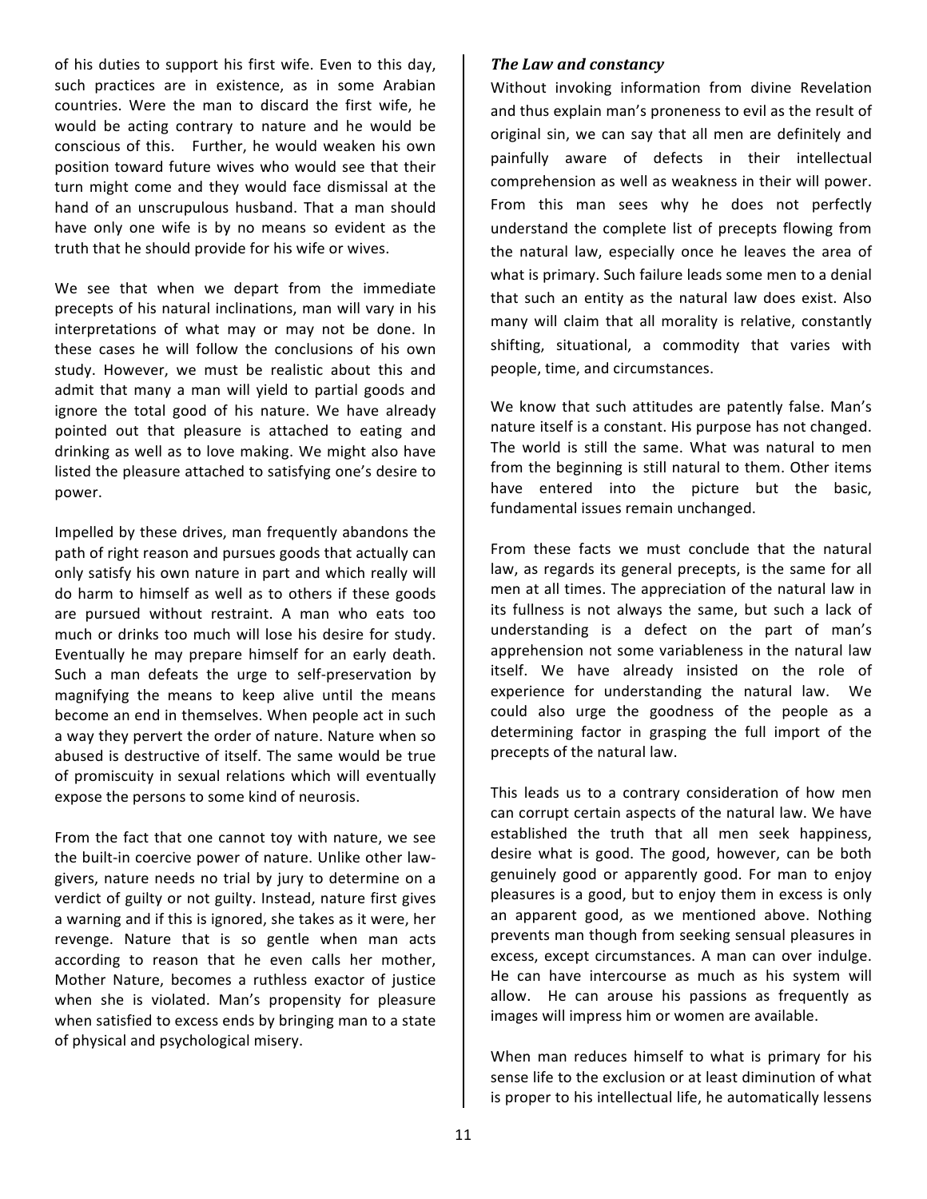of his duties to support his first wife. Even to this day, such practices are in existence, as in some Arabian countries. Were the man to discard the first wife, he would be acting contrary to nature and he would be conscious of this. Further, he would weaken his own position toward future wives who would see that their turn might come and they would face dismissal at the hand of an unscrupulous husband. That a man should have only one wife is by no means so evident as the truth that he should provide for his wife or wives.

We see that when we depart from the immediate precepts of his natural inclinations, man will vary in his interpretations of what may or may not be done. In these cases he will follow the conclusions of his own study. However, we must be realistic about this and admit that many a man will yield to partial goods and ignore the total good of his nature. We have already pointed out that pleasure is attached to eating and drinking as well as to love making. We might also have listed the pleasure attached to satisfying one's desire to power.

Impelled by these drives, man frequently abandons the path of right reason and pursues goods that actually can only satisfy his own nature in part and which really will do harm to himself as well as to others if these goods are pursued without restraint. A man who eats too much or drinks too much will lose his desire for study. Eventually he may prepare himself for an early death. Such a man defeats the urge to self-preservation by magnifying the means to keep alive until the means become an end in themselves. When people act in such a way they pervert the order of nature. Nature when so abused is destructive of itself. The same would be true of promiscuity in sexual relations which will eventually expose the persons to some kind of neurosis.

From the fact that one cannot toy with nature, we see the built-in coercive power of nature. Unlike other law-givers, nature needs no trial by jury to determine on a verdict of guilty or not guilty. Instead, nature first gives a warning and if this is ignored, she takes as it were, her revenge. Nature that is so gentle when man acts according to reason that he even calls her mother, Mother Nature, becomes a ruthless exactor of justice when she is violated. Man's propensity for pleasure when satisfied to excess ends by bringing man to a state of physical and psychological misery.

### *The Law and constancy*

Without invoking information from divine Revelation and thus explain man's proneness to evil as the result of original sin, we can say that all men are definitely and painfully aware of defects in their intellectual comprehension as well as weakness in their will power. From this man sees why he does not perfectly understand the complete list of precepts flowing from the natural law, especially once he leaves the area of what is primary. Such failure leads some men to a denial that such an entity as the natural law does exist. Also many will claim that all morality is relative, constantly shifting, situational, a commodity that varies with people, time, and circumstances.

We know that such attitudes are patently false. Man's nature itself is a constant. His purpose has not changed. The world is still the same. What was natural to men from the beginning is still natural to them. Other items have entered into the picture but the basic, fundamental issues remain unchanged.

From these facts we must conclude that the natural law, as regards its general precepts, is the same for all men at all times. The appreciation of the natural law in its fullness is not always the same, but such a lack of understanding is a defect on the part of man's apprehension not some variableness in the natural law itself. We have already insisted on the role of experience for understanding the natural law. We could also urge the goodness of the people as a determining factor in grasping the full import of the precepts of the natural law.

This leads us to a contrary consideration of how men can corrupt certain aspects of the natural law. We have established the truth that all men seek happiness, desire what is good. The good, however, can be both genuinely good or apparently good. For man to enjoy pleasures is a good, but to enjoy them in excess is only an apparent good, as we mentioned above. Nothing prevents man though from seeking sensual pleasures in excess, except circumstances. A man can over indulge. He can have intercourse as much as his system will allow. He can arouse his passions as frequently as images will impress him or women are available.

When man reduces himself to what is primary for his sense life to the exclusion or at least diminution of what is proper to his intellectual life, he automatically lessens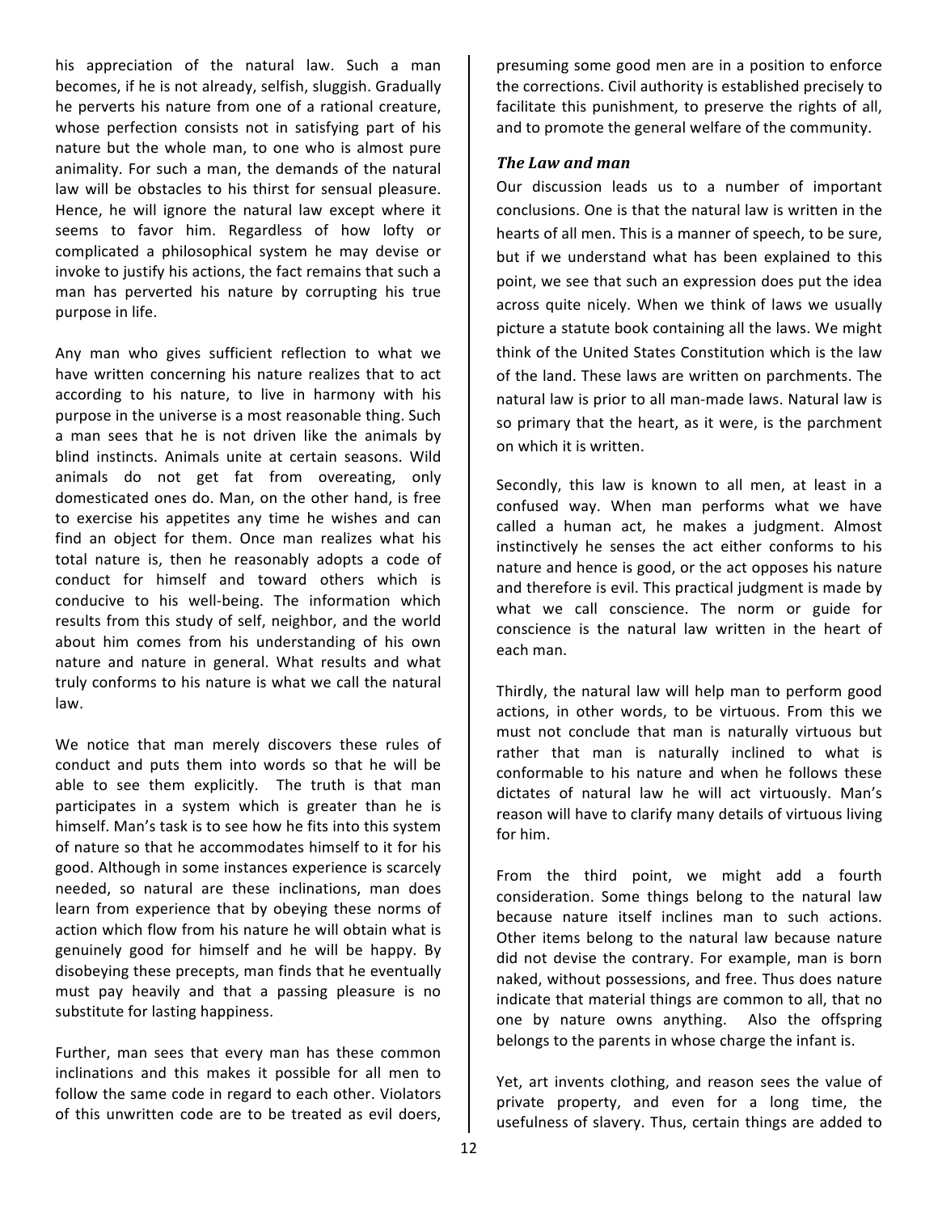his appreciation of the natural law. Such a man becomes, if he is not already, selfish, sluggish. Gradually he perverts his nature from one of a rational creature, whose perfection consists not in satisfying part of his nature but the whole man, to one who is almost pure animality. For such a man, the demands of the natural law will be obstacles to his thirst for sensual pleasure. Hence, he will ignore the natural law except where it seems to favor him. Regardless of how lofty or complicated a philosophical system he may devise or invoke to justify his actions, the fact remains that such a man has perverted his nature by corrupting his true purpose in life.

Any man who gives sufficient reflection to what we have written concerning his nature realizes that to act according to his nature, to live in harmony with his purpose in the universe is a most reasonable thing. Such a man sees that he is not driven like the animals by blind instincts. Animals unite at certain seasons. Wild animals do not get fat from overeating, only domesticated ones do. Man, on the other hand, is free to exercise his appetites any time he wishes and can find an object for them. Once man realizes what his total nature is, then he reasonably adopts a code of conduct for himself and toward others which is conducive to his well-being. The information which results from this study of self, neighbor, and the world about him comes from his understanding of his own nature and nature in general. What results and what truly conforms to his nature is what we call the natural law.

We notice that man merely discovers these rules of conduct and puts them into words so that he will be able to see them explicitly. The truth is that man participates in a system which is greater than he is himself. Man's task is to see how he fits into this system of nature so that he accommodates himself to it for his good. Although in some instances experience is scarcely needed, so natural are these inclinations, man does learn from experience that by obeying these norms of action which flow from his nature he will obtain what is genuinely good for himself and he will be happy. By disobeying these precepts, man finds that he eventually must pay heavily and that a passing pleasure is no substitute for lasting happiness.

Further, man sees that every man has these common inclinations and this makes it possible for all men to follow the same code in regard to each other. Violators of this unwritten code are to be treated as evil doers, presuming some good men are in a position to enforce the corrections. Civil authority is established precisely to facilitate this punishment, to preserve the rights of all, and to promote the general welfare of the community.

### *The Law and man*

Our discussion leads us to a number of important conclusions. One is that the natural law is written in the hearts of all men. This is a manner of speech, to be sure, but if we understand what has been explained to this point, we see that such an expression does put the idea across quite nicely. When we think of laws we usually picture a statute book containing all the laws. We might think of the United States Constitution which is the law of the land. These laws are written on parchments. The natural law is prior to all man-made laws. Natural law is so primary that the heart, as it were, is the parchment on which it is written.

Secondly, this law is known to all men, at least in a confused way. When man performs what we have called a human act, he makes a judgment. Almost instinctively he senses the act either conforms to his nature and hence is good, or the act opposes his nature and therefore is evil. This practical judgment is made by what we call conscience. The norm or guide for conscience is the natural law written in the heart of each man.

Thirdly, the natural law will help man to perform good actions, in other words, to be virtuous. From this we must not conclude that man is naturally virtuous but rather that man is naturally inclined to what is conformable to his nature and when he follows these dictates of natural law he will act virtuously. Man's reason will have to clarify many details of virtuous living for him.

From the third point, we might add a fourth consideration. Some things belong to the natural law because nature itself inclines man to such actions. Other items belong to the natural law because nature did not devise the contrary. For example, man is born naked, without possessions, and free. Thus does nature indicate that material things are common to all, that no one by nature owns anything. Also the offspring belongs to the parents in whose charge the infant is.

Yet, art invents clothing, and reason sees the value of private property, and even for a long time, the usefulness of slavery. Thus, certain things are added to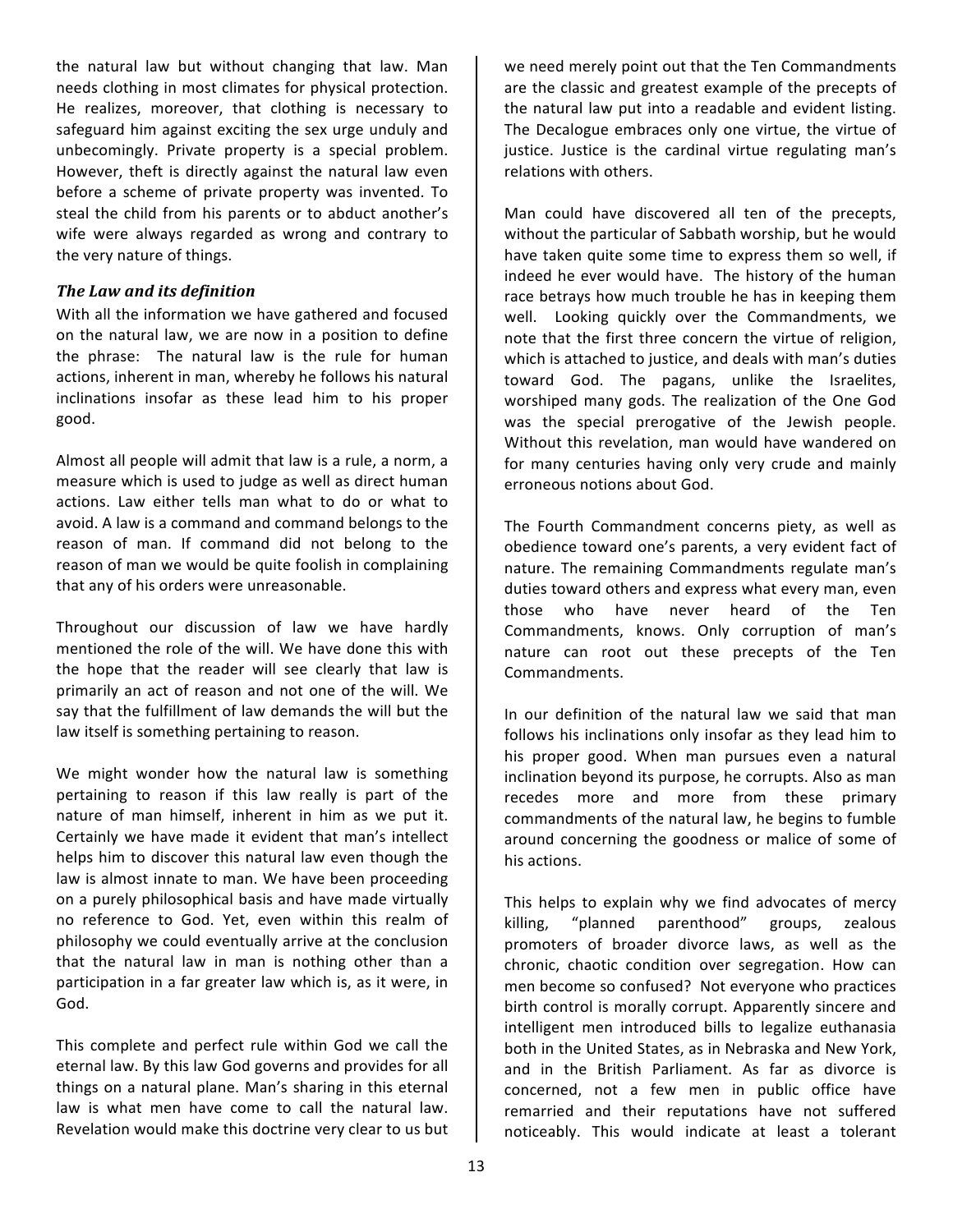the natural law but without changing that law. Man needs clothing in most climates for physical protection. He realizes, moreover, that clothing is necessary to safeguard him against exciting the sex urge unduly and unbecomingly. Private property is a special problem. However, theft is directly against the natural law even before a scheme of private property was invented. To steal the child from his parents or to abduct another's wife were always regarded as wrong and contrary to the very nature of things.

### *The Law and its definition*

With all the information we have gathered and focused on the natural law, we are now in a position to define the phrase: The natural law is the rule for human actions, inherent in man, whereby he follows his natural inclinations insofar as these lead him to his proper good.

Almost all people will admit that law is a rule, a norm, a measure which is used to judge as well as direct human actions. Law either tells man what to do or what to avoid. A law is a command and command belongs to the reason of man. If command did not belong to the reason of man we would be quite foolish in complaining that any of his orders were unreasonable.

Throughout our discussion of law we have hardly mentioned the role of the will. We have done this with the hope that the reader will see clearly that law is primarily an act of reason and not one of the will. We say that the fulfillment of law demands the will but the law itself is something pertaining to reason.

We might wonder how the natural law is something pertaining to reason if this law really is part of the nature of man himself, inherent in him as we put it. Certainly we have made it evident that man's intellect helps him to discover this natural law even though the law is almost innate to man. We have been proceeding on a purely philosophical basis and have made virtually no reference to God. Yet, even within this realm of philosophy we could eventually arrive at the conclusion that the natural law in man is nothing other than a participation in a far greater law which is, as it were, in God.

This complete and perfect rule within God we call the eternal law. By this law God governs and provides for all things on a natural plane. Man's sharing in this eternal law is what men have come to call the natural law. Revelation would make this doctrine very clear to us but we need merely point out that the Ten Commandments are the classic and greatest example of the precepts of the natural law put into a readable and evident listing. The Decalogue embraces only one virtue, the virtue of justice. Justice is the cardinal virtue regulating man's relations with others.

Man could have discovered all ten of the precepts, without the particular of Sabbath worship, but he would have taken quite some time to express them so well, if indeed he ever would have. The history of the human race betrays how much trouble he has in keeping them well. Looking quickly over the Commandments, we note that the first three concern the virtue of religion, which is attached to justice, and deals with man's duties toward God. The pagans, unlike the Israelites, worshiped many gods. The realization of the One God was the special prerogative of the Jewish people. Without this revelation, man would have wandered on for many centuries having only very crude and mainly erroneous notions about God.

The Fourth Commandment concerns piety, as well as obedience toward one's parents, a very evident fact of nature. The remaining Commandments regulate man's duties toward others and express what every man, even those who have never heard of the Ten Commandments, knows. Only corruption of man's nature can root out these precepts of the Ten Commandments.

In our definition of the natural law we said that man follows his inclinations only insofar as they lead him to his proper good. When man pursues even a natural inclination beyond its purpose, he corrupts. Also as man recedes more and more from these primary commandments of the natural law, he begins to fumble around concerning the goodness or malice of some of his actions.

This helps to explain why we find advocates of mercy killing, "planned parenthood" groups, zealous promoters of broader divorce laws, as well as the chronic, chaotic condition over segregation. How can men become so confused? Not everyone who practices birth control is morally corrupt. Apparently sincere and intelligent men introduced bills to legalize euthanasia both in the United States, as in Nebraska and New York, and in the British Parliament. As far as divorce is concerned, not a few men in public office have remarried and their reputations have not suffered noticeably. This would indicate at least a tolerant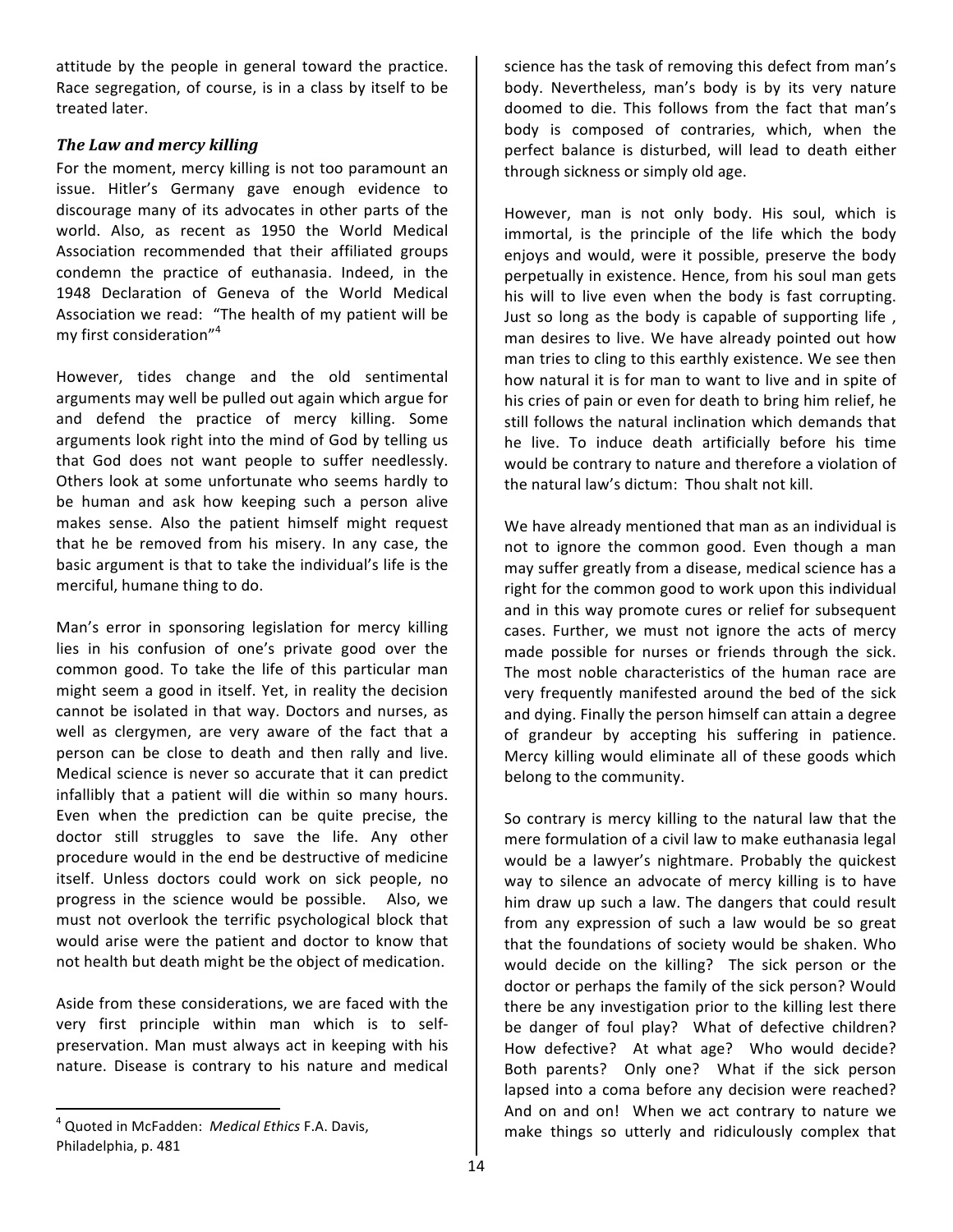attitude by the people in general toward the practice. Race segregation, of course, is in a class by itself to be treated later.

### *The Law and mercy killing*

For the moment, mercy killing is not too paramount an issue. Hitler's Germany gave enough evidence to discourage many of its advocates in other parts of the world. Also, as recent as 1950 the World Medical Association recommended that their affiliated groups condemn the practice of euthanasia. Indeed, in the 1948 Declaration of Geneva of the World Medical Association we read: "The health of my patient will be my first consideration"[4]

However, tides change and the old sentimental arguments may well be pulled out again which argue for and defend the practice of mercy killing. Some arguments look right into the mind of God by telling us that God does not want people to suffer needlessly. Others look at some unfortunate who seems hardly to be human and ask how keeping such a person alive makes sense. Also the patient himself might request that he be removed from his misery. In any case, the basic argument is that to take the individual's life is the merciful, humane thing to do.

Man's error in sponsoring legislation for mercy killing lies in his confusion of one's private good over the common good. To take the life of this particular man might seem a good in itself. Yet, in reality the decision cannot be isolated in that way. Doctors and nurses, as well as clergymen, are very aware of the fact that a person can be close to death and then rally and live. Medical science is never so accurate that it can predict infallibly that a patient will die within so many hours. Even when the prediction can be quite precise, the doctor still struggles to save the life. Any other procedure would in the end be destructive of medicine itself. Unless doctors could work on sick people, no progress in the science would be possible. Also, we must not overlook the terrific psychological block that would arise were the patient and doctor to know that not health but death might be the object of medication.

Aside from these considerations, we are faced with the very first principle within man which is to self-preservation. Man must always act in keeping with his nature. Disease is contrary to his nature and medical science has the task of removing this defect from man's body. Nevertheless, man's body is by its very nature doomed to die. This follows from the fact that man's body is composed of contraries, which, when the perfect balance is disturbed, will lead to death either through sickness or simply old age.

However, man is not only body. His soul, which is immortal, is the principle of the life which the body enjoys and would, were it possible, preserve the body perpetually in existence. Hence, from his soul man gets his will to live even when the body is fast corrupting. Just so long as the body is capable of supporting life , man desires to live. We have already pointed out how man tries to cling to this earthly existence. We see then how natural it is for man to want to live and in spite of his cries of pain or even for death to bring him relief, he still follows the natural inclination which demands that he live. To induce death artificially before his time would be contrary to nature and therefore a violation of the natural law's dictum: Thou shalt not kill.

We have already mentioned that man as an individual is not to ignore the common good. Even though a man may suffer greatly from a disease, medical science has a right for the common good to work upon this individual and in this way promote cures or relief for subsequent cases. Further, we must not ignore the acts of mercy made possible for nurses or friends through the sick. The most noble characteristics of the human race are very frequently manifested around the bed of the sick and dying. Finally the person himself can attain a degree of grandeur by accepting his suffering in patience. Mercy killing would eliminate all of these goods which belong to the community.

So contrary is mercy killing to the natural law that the mere formulation of a civil law to make euthanasia legal would be a lawyer's nightmare. Probably the quickest way to silence an advocate of mercy killing is to have him draw up such a law. The dangers that could result from any expression of such a law would be so great that the foundations of society would be shaken. Who would decide on the killing? The sick person or the doctor or perhaps the family of the sick person? Would there be any investigation prior to the killing lest there be danger of foul play? What of defective children? How defective? At what age? Who would decide? Both parents? Only one? What if the sick person lapsed into a coma before any decision were reached? And on and on! When we act contrary to nature we make things so utterly and ridiculously complex that

---

[4] Quoted in McFadden: *Medical Ethics* F.A. Davis, Philadelphia, p. 481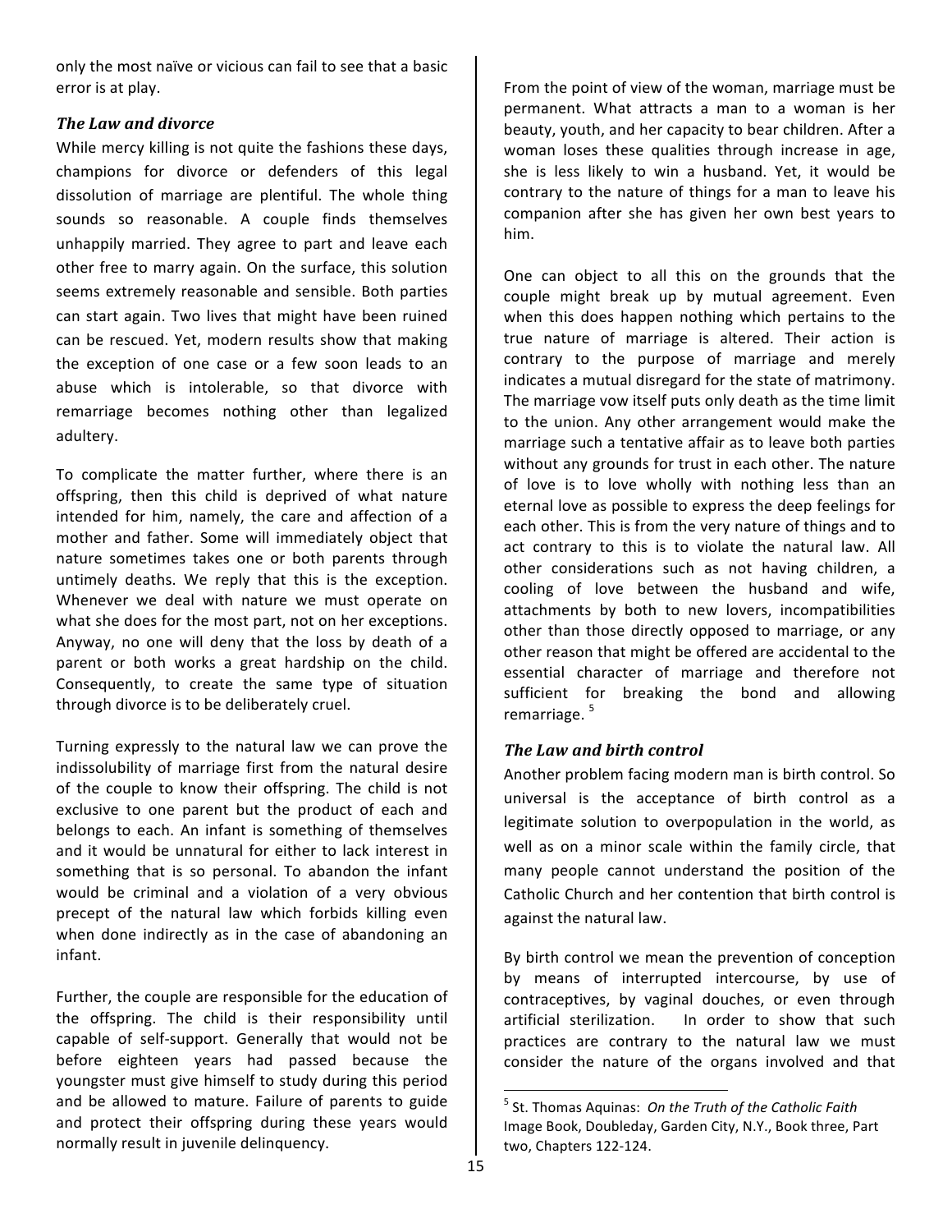only the most naïve or vicious can fail to see that a basic error is at play.

### *The Law and divorce*

While mercy killing is not quite the fashions these days, champions for divorce or defenders of this legal dissolution of marriage are plentiful. The whole thing sounds so reasonable. A couple finds themselves unhappily married. They agree to part and leave each other free to marry again. On the surface, this solution seems extremely reasonable and sensible. Both parties can start again. Two lives that might have been ruined can be rescued. Yet, modern results show that making the exception of one case or a few soon leads to an abuse which is intolerable, so that divorce with remarriage becomes nothing other than legalized adultery.

To complicate the matter further, where there is an offspring, then this child is deprived of what nature intended for him, namely, the care and affection of a mother and father. Some will immediately object that nature sometimes takes one or both parents through untimely deaths. We reply that this is the exception. Whenever we deal with nature we must operate on what she does for the most part, not on her exceptions. Anyway, no one will deny that the loss by death of a parent or both works a great hardship on the child. Consequently, to create the same type of situation through divorce is to be deliberately cruel.

Turning expressly to the natural law we can prove the indissolubility of marriage first from the natural desire of the couple to know their offspring. The child is not exclusive to one parent but the product of each and belongs to each. An infant is something of themselves and it would be unnatural for either to lack interest in something that is so personal. To abandon the infant would be criminal and a violation of a very obvious precept of the natural law which forbids killing even when done indirectly as in the case of abandoning an infant.

Further, the couple are responsible for the education of the offspring. The child is their responsibility until capable of self-support. Generally that would not be before eighteen years had passed because the youngster must give himself to study during this period and be allowed to mature. Failure of parents to guide and protect their offspring during these years would normally result in juvenile delinquency.

From the point of view of the woman, marriage must be permanent. What attracts a man to a woman is her beauty, youth, and her capacity to bear children. After a woman loses these qualities through increase in age, she is less likely to win a husband. Yet, it would be contrary to the nature of things for a man to leave his companion after she has given her own best years to him.

One can object to all this on the grounds that the couple might break up by mutual agreement. Even when this does happen nothing which pertains to the true nature of marriage is altered. Their action is contrary to the purpose of marriage and merely indicates a mutual disregard for the state of matrimony. The marriage vow itself puts only death as the time limit to the union. Any other arrangement would make the marriage such a tentative affair as to leave both parties without any grounds for trust in each other. The nature of love is to love wholly with nothing less than an eternal love as possible to express the deep feelings for each other. This is from the very nature of things and to act contrary to this is to violate the natural law. All other considerations such as not having children, a cooling of love between the husband and wife, attachments by both to new lovers, incompatibilities other than those directly opposed to marriage, or any other reason that might be offered are accidental to the essential character of marriage and therefore not sufficient for breaking the bond and allowing remarriage.[5]

### *The Law and birth control*

Another problem facing modern man is birth control. So universal is the acceptance of birth control as a legitimate solution to overpopulation in the world, as well as on a minor scale within the family circle, that many people cannot understand the position of the Catholic Church and her contention that birth control is against the natural law.

By birth control we mean the prevention of conception by means of interrupted intercourse, by use of contraceptives, by vaginal douches, or even through artificial sterilization. In order to show that such practices are contrary to the natural law we must consider the nature of the organs involved and that

---

[5] St. Thomas Aquinas: *On the Truth of the Catholic Faith* Image Book, Doubleday, Garden City, N.Y., Book three, Part two, Chapters 122-124.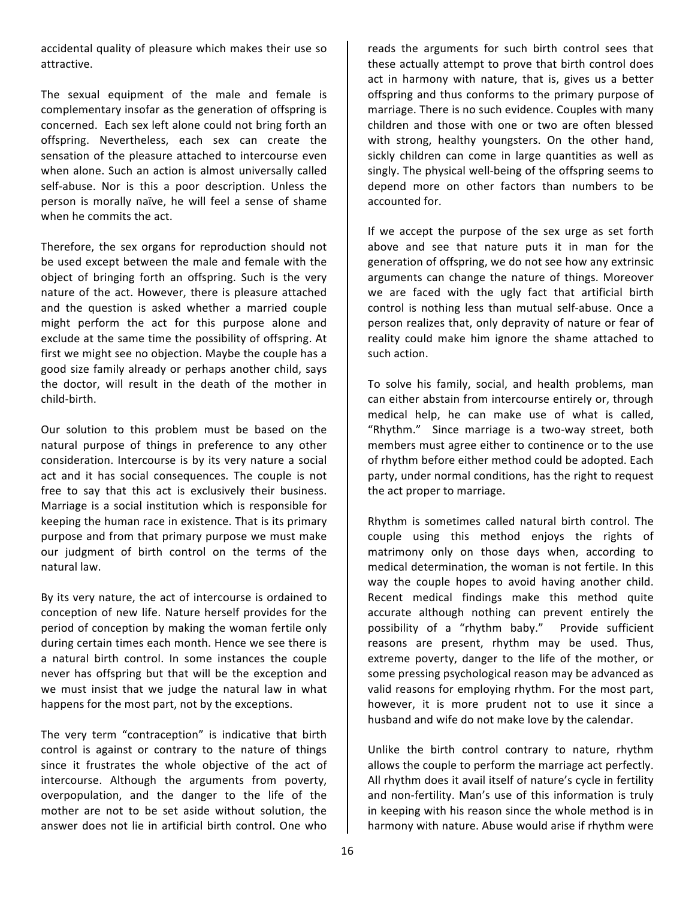accidental quality of pleasure which makes their use so attractive.

The sexual equipment of the male and female is complementary insofar as the generation of offspring is concerned. Each sex left alone could not bring forth an offspring. Nevertheless, each sex can create the sensation of the pleasure attached to intercourse even when alone. Such an action is almost universally called self-abuse. Nor is this a poor description. Unless the person is morally naïve, he will feel a sense of shame when he commits the act.

Therefore, the sex organs for reproduction should not be used except between the male and female with the object of bringing forth an offspring. Such is the very nature of the act. However, there is pleasure attached and the question is asked whether a married couple might perform the act for this purpose alone and exclude at the same time the possibility of offspring. At first we might see no objection. Maybe the couple has a good size family already or perhaps another child, says the doctor, will result in the death of the mother in child-birth.

Our solution to this problem must be based on the natural purpose of things in preference to any other consideration. Intercourse is by its very nature a social act and it has social consequences. The couple is not free to say that this act is exclusively their business. Marriage is a social institution which is responsible for keeping the human race in existence. That is its primary purpose and from that primary purpose we must make our judgment of birth control on the terms of the natural law.

By its very nature, the act of intercourse is ordained to conception of new life. Nature herself provides for the period of conception by making the woman fertile only during certain times each month. Hence we see there is a natural birth control. In some instances the couple never has offspring but that will be the exception and we must insist that we judge the natural law in what happens for the most part, not by the exceptions.

The very term "contraception" is indicative that birth control is against or contrary to the nature of things since it frustrates the whole objective of the act of intercourse. Although the arguments from poverty, overpopulation, and the danger to the life of the mother are not to be set aside without solution, the answer does not lie in artificial birth control. One who reads the arguments for such birth control sees that these actually attempt to prove that birth control does act in harmony with nature, that is, gives us a better offspring and thus conforms to the primary purpose of marriage. There is no such evidence. Couples with many children and those with one or two are often blessed with strong, healthy youngsters. On the other hand, sickly children can come in large quantities as well as singly. The physical well-being of the offspring seems to depend more on other factors than numbers to be accounted for.

If we accept the purpose of the sex urge as set forth above and see that nature puts it in man for the generation of offspring, we do not see how any extrinsic arguments can change the nature of things. Moreover we are faced with the ugly fact that artificial birth control is nothing less than mutual self-abuse. Once a person realizes that, only depravity of nature or fear of reality could make him ignore the shame attached to such action.

To solve his family, social, and health problems, man can either abstain from intercourse entirely or, through medical help, he can make use of what is called, "Rhythm." Since marriage is a two-way street, both members must agree either to continence or to the use of rhythm before either method could be adopted. Each party, under normal conditions, has the right to request the act proper to marriage.

Rhythm is sometimes called natural birth control. The couple using this method enjoys the rights of matrimony only on those days when, according to medical determination, the woman is not fertile. In this way the couple hopes to avoid having another child. Recent medical findings make this method quite accurate although nothing can prevent entirely the possibility of a "rhythm baby." Provide sufficient reasons are present, rhythm may be used. Thus, extreme poverty, danger to the life of the mother, or some pressing psychological reason may be advanced as valid reasons for employing rhythm. For the most part, however, it is more prudent not to use it since a husband and wife do not make love by the calendar.

Unlike the birth control contrary to nature, rhythm allows the couple to perform the marriage act perfectly. All rhythm does it avail itself of nature's cycle in fertility and non-fertility. Man's use of this information is truly in keeping with his reason since the whole method is in harmony with nature. Abuse would arise if rhythm were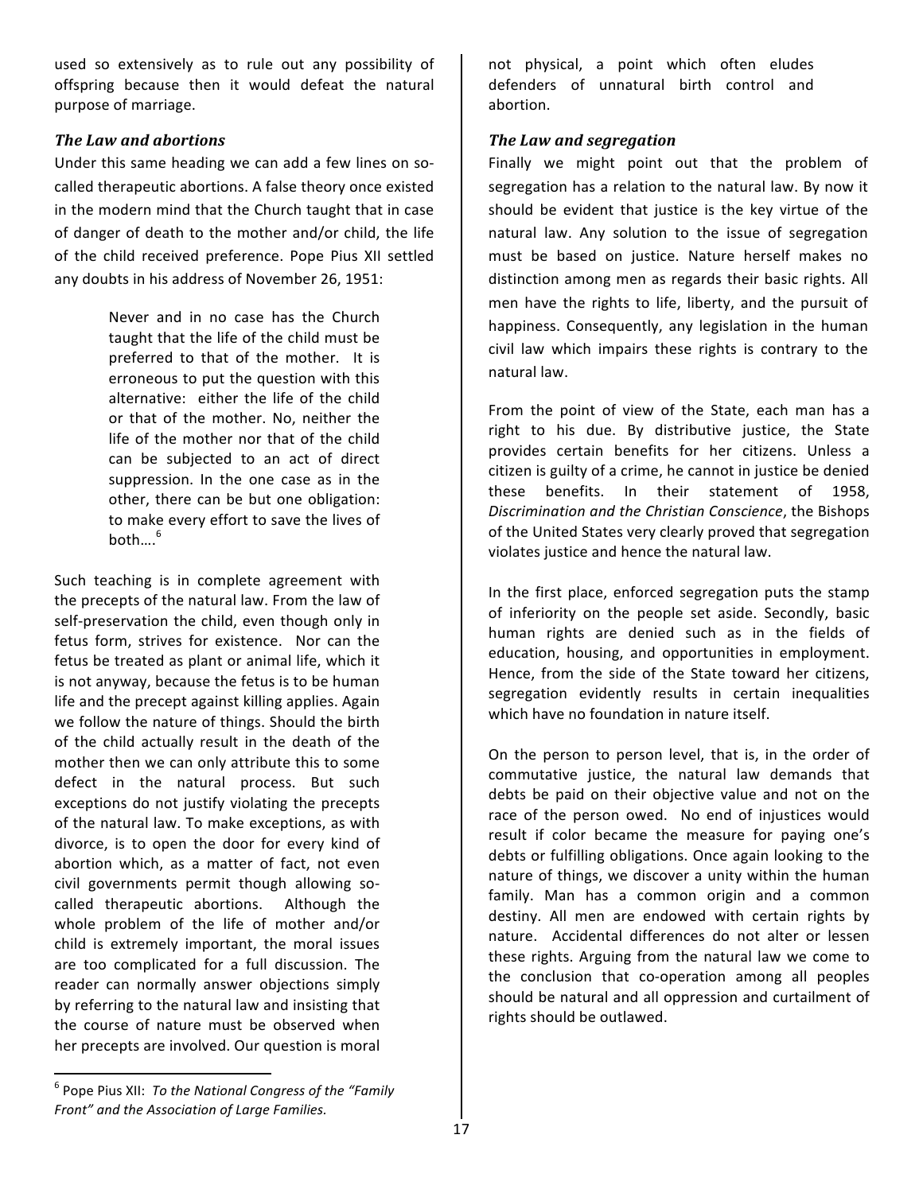used so extensively as to rule out any possibility of offspring because then it would defeat the natural purpose of marriage.

### *The Law and abortions*

Under this same heading we can add a few lines on so-called therapeutic abortions. A false theory once existed in the modern mind that the Church taught that in case of danger of death to the mother and/or child, the life of the child received preference. Pope Pius XII settled any doubts in his address of November 26, 1951:

> Never and in no case has the Church taught that the life of the child must be preferred to that of the mother. It is erroneous to put the question with this alternative: either the life of the child or that of the mother. No, neither the life of the mother nor that of the child can be subjected to an act of direct suppression. In the one case as in the other, there can be but one obligation: to make every effort to save the lives of both....[6]

Such teaching is in complete agreement with the precepts of the natural law. From the law of self-preservation the child, even though only in fetus form, strives for existence. Nor can the fetus be treated as plant or animal life, which it is not anyway, because the fetus is to be human life and the precept against killing applies. Again we follow the nature of things. Should the birth of the child actually result in the death of the mother then we can only attribute this to some defect in the natural process. But such exceptions do not justify violating the precepts of the natural law. To make exceptions, as with divorce, is to open the door for every kind of abortion which, as a matter of fact, not even civil governments permit though allowing so-called therapeutic abortions. Although the whole problem of the life of mother and/or child is extremely important, the moral issues are too complicated for a full discussion. The reader can normally answer objections simply by referring to the natural law and insisting that the course of nature must be observed when her precepts are involved. Our question is moral not physical, a point which often eludes defenders of unnatural birth control and abortion.

### *The Law and segregation*

Finally we might point out that the problem of segregation has a relation to the natural law. By now it should be evident that justice is the key virtue of the natural law. Any solution to the issue of segregation must be based on justice. Nature herself makes no distinction among men as regards their basic rights. All men have the rights to life, liberty, and the pursuit of happiness. Consequently, any legislation in the human civil law which impairs these rights is contrary to the natural law.

From the point of view of the State, each man has a right to his due. By distributive justice, the State provides certain benefits for her citizens. Unless a citizen is guilty of a crime, he cannot in justice be denied these benefits. In their statement of 1958, *Discrimination and the Christian Conscience*, the Bishops of the United States very clearly proved that segregation violates justice and hence the natural law.

In the first place, enforced segregation puts the stamp of inferiority on the people set aside. Secondly, basic human rights are denied such as in the fields of education, housing, and opportunities in employment. Hence, from the side of the State toward her citizens, segregation evidently results in certain inequalities which have no foundation in nature itself.

On the person to person level, that is, in the order of commutative justice, the natural law demands that debts be paid on their objective value and not on the race of the person owed. No end of injustices would result if color became the measure for paying one's debts or fulfilling obligations. Once again looking to the nature of things, we discover a unity within the human family. Man has a common origin and a common destiny. All men are endowed with certain rights by nature. Accidental differences do not alter or lessen these rights. Arguing from the natural law we come to the conclusion that co-operation among all peoples should be natural and all oppression and curtailment of rights should be outlawed.

---

[6] Pope Pius XII: *To the National Congress of the "Family Front" and the Association of Large Families.*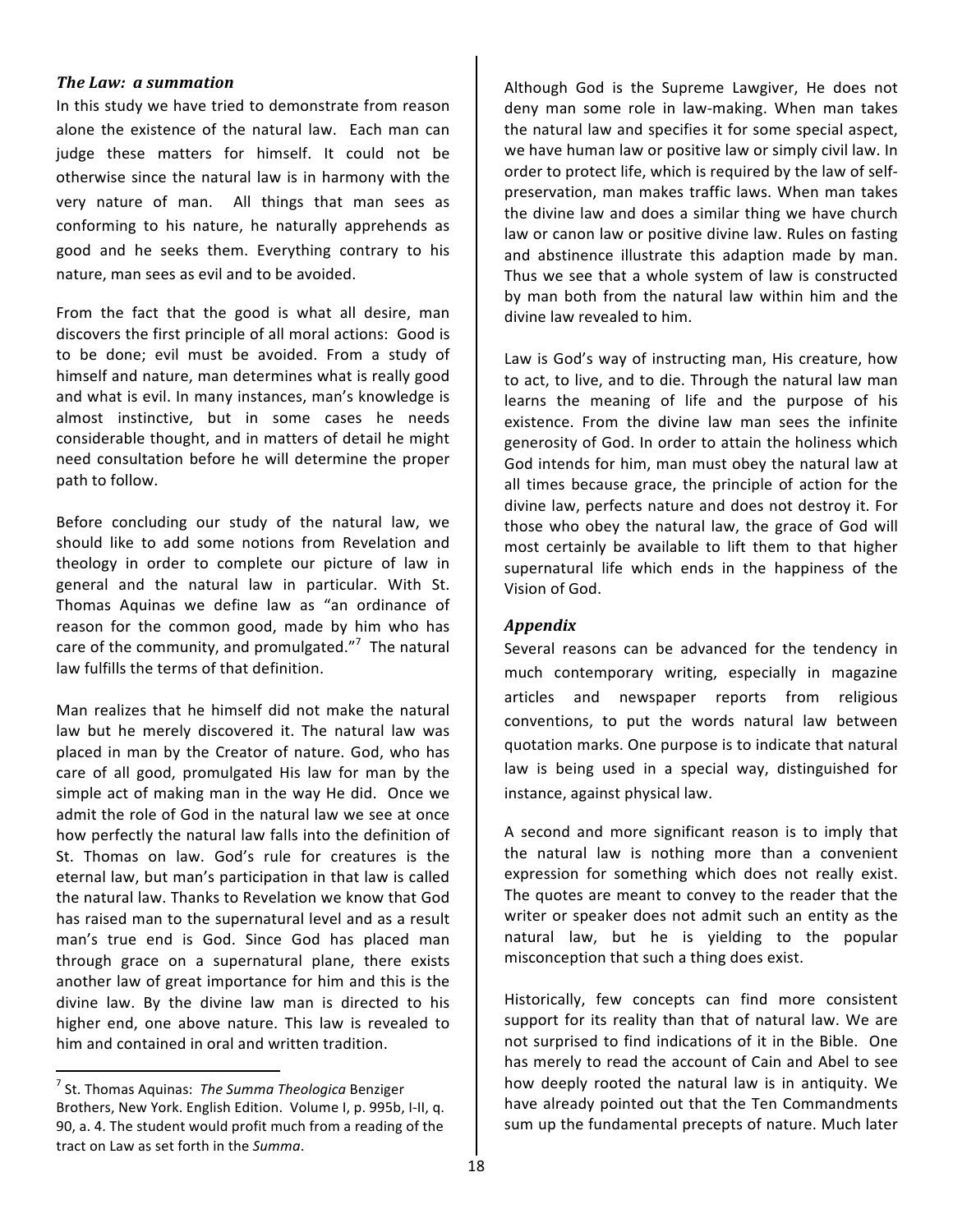### *The Law: a summation*

In this study we have tried to demonstrate from reason alone the existence of the natural law. Each man can judge these matters for himself. It could not be otherwise since the natural law is in harmony with the very nature of man. All things that man sees as conforming to his nature, he naturally apprehends as good and he seeks them. Everything contrary to his nature, man sees as evil and to be avoided.

From the fact that the good is what all desire, man discovers the first principle of all moral actions: Good is to be done; evil must be avoided. From a study of himself and nature, man determines what is really good and what is evil. In many instances, man's knowledge is almost instinctive, but in some cases he needs considerable thought, and in matters of detail he might need consultation before he will determine the proper path to follow.

Before concluding our study of the natural law, we should like to add some notions from Revelation and theology in order to complete our picture of law in general and the natural law in particular. With St. Thomas Aquinas we define law as "an ordinance of reason for the common good, made by him who has care of the community, and promulgated."[7] The natural law fulfills the terms of that definition.

Man realizes that he himself did not make the natural law but he merely discovered it. The natural law was placed in man by the Creator of nature. God, who has care of all good, promulgated His law for man by the simple act of making man in the way He did. Once we admit the role of God in the natural law we see at once how perfectly the natural law falls into the definition of St. Thomas on law. God's rule for creatures is the eternal law, but man's participation in that law is called the natural law. Thanks to Revelation we know that God has raised man to the supernatural level and as a result man's true end is God. Since God has placed man through grace on a supernatural plane, there exists another law of great importance for him and this is the divine law. By the divine law man is directed to his higher end, one above nature. This law is revealed to him and contained in oral and written tradition.

Although God is the Supreme Lawgiver, He does not deny man some role in law-making. When man takes the natural law and specifies it for some special aspect, we have human law or positive law or simply civil law. In order to protect life, which is required by the law of self-preservation, man makes traffic laws. When man takes the divine law and does a similar thing we have church law or canon law or positive divine law. Rules on fasting and abstinence illustrate this adaption made by man. Thus we see that a whole system of law is constructed by man both from the natural law within him and the divine law revealed to him.

Law is God's way of instructing man, His creature, how to act, to live, and to die. Through the natural law man learns the meaning of life and the purpose of his existence. From the divine law man sees the infinite generosity of God. In order to attain the holiness which God intends for him, man must obey the natural law at all times because grace, the principle of action for the divine law, perfects nature and does not destroy it. For those who obey the natural law, the grace of God will most certainly be available to lift them to that higher supernatural life which ends in the happiness of the Vision of God.

### *Appendix*

Several reasons can be advanced for the tendency in much contemporary writing, especially in magazine articles and newspaper reports from religious conventions, to put the words natural law between quotation marks. One purpose is to indicate that natural law is being used in a special way, distinguished for instance, against physical law.

A second and more significant reason is to imply that the natural law is nothing more than a convenient expression for something which does not really exist. The quotes are meant to convey to the reader that the writer or speaker does not admit such an entity as the natural law, but he is yielding to the popular misconception that such a thing does exist.

Historically, few concepts can find more consistent support for its reality than that of natural law. We are not surprised to find indications of it in the Bible. One has merely to read the account of Cain and Abel to see how deeply rooted the natural law is in antiquity. We have already pointed out that the Ten Commandments sum up the fundamental precepts of nature. Much later

---

[7] St. Thomas Aquinas: *The Summa Theologica* Benziger Brothers, New York. English Edition. Volume I, p. 995b, I-II, q. 90, a. 4. The student would profit much from a reading of the tract on Law as set forth in the *Summa*.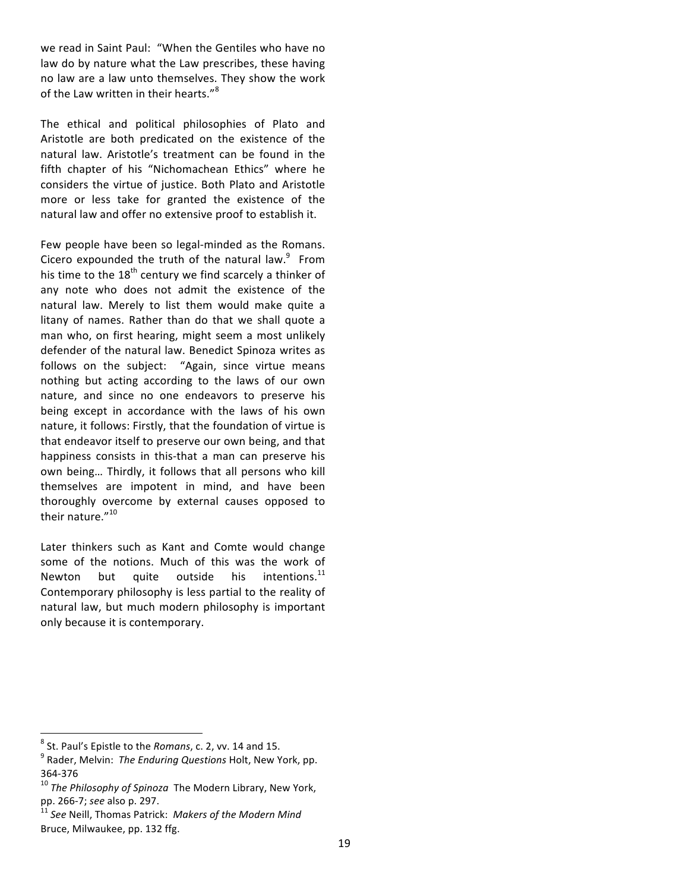we read in Saint Paul: "When the Gentiles who have no law do by nature what the Law prescribes, these having no law are a law unto themselves. They show the work of the Law written in their hearts."[8]

The ethical and political philosophies of Plato and Aristotle are both predicated on the existence of the natural law. Aristotle's treatment can be found in the fifth chapter of his "Nichomachean Ethics" where he considers the virtue of justice. Both Plato and Aristotle more or less take for granted the existence of the natural law and offer no extensive proof to establish it.

Few people have been so legal-minded as the Romans. Cicero expounded the truth of the natural law.[9] From his time to the 18th century we find scarcely a thinker of any note who does not admit the existence of the natural law. Merely to list them would make quite a litany of names. Rather than do that we shall quote a man who, on first hearing, might seem a most unlikely defender of the natural law. Benedict Spinoza writes as follows on the subject: "Again, since virtue means nothing but acting according to the laws of our own nature, and since no one endeavors to preserve his being except in accordance with the laws of his own nature, it follows: Firstly, that the foundation of virtue is that endeavor itself to preserve our own being, and that happiness consists in this-that a man can preserve his own being… Thirdly, it follows that all persons who kill themselves are impotent in mind, and have been thoroughly overcome by external causes opposed to their nature."[10]

Later thinkers such as Kant and Comte would change some of the notions. Much of this was the work of Newton but quite outside his intentions.[11] Contemporary philosophy is less partial to the reality of natural law, but much modern philosophy is important only because it is contemporary.

---

[8] St. Paul's Epistle to the *Romans*, c. 2, vv. 14 and 15.

[9] Rader, Melvin: *The Enduring Questions* Holt, New York, pp. 364-376

[10] *The Philosophy of Spinoza* The Modern Library, New York, pp. 266-7; *see* also p. 297.

[11] *See* Neill, Thomas Patrick: *Makers of the Modern Mind* Bruce, Milwaukee, pp. 132 ffg.